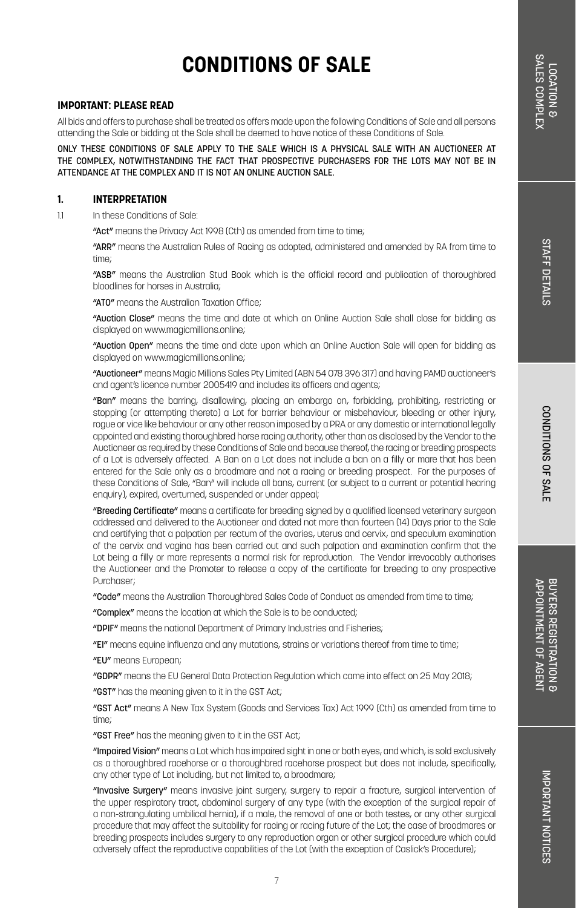# CONDITIONS OF SALE

## IMPORTANT: PLEASE READ

All bids and offers to purchase shall be treated as offers made upon the following Conditions of Sale and all persons attending the Sale or bidding at the Sale shall be deemed to have notice of these Conditions of Sale.

ONLY THESE CONDITIONS OF SALE APPLY TO THE SALE WHICH IS A PHYSICAL SALE WITH AN AUCTIONEER AT THE COMPLEX, NOTWITHSTANDING THE FACT THAT PROSPECTIVE PURCHASERS FOR THE LOTS MAY NOT BE IN ATTENDANCE AT THE COMPLEX AND IT IS NOT AN ONLINE AUCTION SALE.

## 1. INTERPRETATION

1.1 In these Conditions of Sale:

**"Act"** means the Privacy Act 1998 (Cth) as amended from time to time;

**"ARR"** means the Australian Rules of Racing as adopted, administered and amended by RA from time to time;

**"ASB"** means the Australian Stud Book which is the official record and publication of thoroughbred bloodlines for horses in Australia;

**"ATO"** means the Australian Taxation Office;

**"Auction Close"** means the time and date at which an Online Auction Sale shall close for bidding as displayed on www.magicmillions.online;

**"Auction Open"** means the time and date upon which an Online Auction Sale will open for bidding as displayed on www.magicmillions.online;

**"Auctioneer"** means Magic Millions Sales Pty Limited (ABN 54 078 396 317) and having PAMD auctioneer's and agent's licence number 2005419 and includes its officers and agents;

**"Ban"** means the barring, disallowing, placing an embargo on, forbidding, prohibiting, restricting or stopping (or attempting thereto) a Lot for barrier behaviour or misbehaviour, bleeding or other injury, rogue or vice like behaviour or any other reason imposed by a PRA or any domestic or international legally appointed and existing thoroughbred horse racing authority, other than as disclosed by the Vendor to the Auctioneer as required by these Conditions of Sale and because thereof, the racing or breeding prospects of a Lot is adversely affected. A Ban on a Lot does not include a ban on a filly or mare that has been entered for the Sale only as a broodmare and not a racing or breeding prospect. For the purposes of these Conditions of Sale, "Ban" will include all bans, current (or subject to a current or potential hearing enquiry), expired, overturned, suspended or under appeal;

**"Breeding Certificate"** means a certificate for breeding signed by a qualified licensed veterinary surgeon addressed and delivered to the Auctioneer and dated not more than fourteen (14) Days prior to the Sale and certifying that a palpation per rectum of the ovaries, uterus and cervix, and speculum examination of the cervix and vagina has been carried out and such palpation and examination confirm that the Lot being a filly or mare represents a normal risk for reproduction. The Vendor irrevocably authorises the Auctioneer and the Promoter to release a copy of the certificate for breeding to any prospective Purchaser;

**"Code"** means the Australian Thoroughbred Sales Code of Conduct as amended from time to time;

**"Complex"** means the location at which the Sale is to be conducted;

**"DPIF"** means the national Department of Primary Industries and Fisheries;

**"EI"** means equine influenza and any mutations, strains or variations thereof from time to time;

**"EU"** means European;

**"GDPR"** means the EU General Data Protection Regulation which came into effect on 25 May 2018;

**"GST"** has the meaning given to it in the GST Act;

**"GST Act"** means A New Tax System (Goods and Services Tax) Act 1999 (Cth) as amended from time to time;

**"GST Free"** has the meaning given to it in the GST Act;

**"Impaired Vision"** means a Lot which has impaired sight in one or both eyes, and which, is sold exclusively as a thoroughbred racehorse or a thoroughbred racehorse prospect but does not include, specifically, any other type of Lot including, but not limited to, a broodmare;

**"Invasive Surgery"** means invasive joint surgery, surgery to repair a fracture, surgical intervention of the upper respiratory tract, abdominal surgery of any type (with the exception of the surgical repair of a non-strangulating umbilical hernia), if a male, the removal of one or both testes, or any other surgical procedure that may affect the suitability for racing or racing future of the Lot; the case of broodmares or breeding prospects includes surgery to any reproduction organ or other surgical procedure which could adversely affect the reproductive capabilities of the Lot (with the exception of Caslick's Procedure);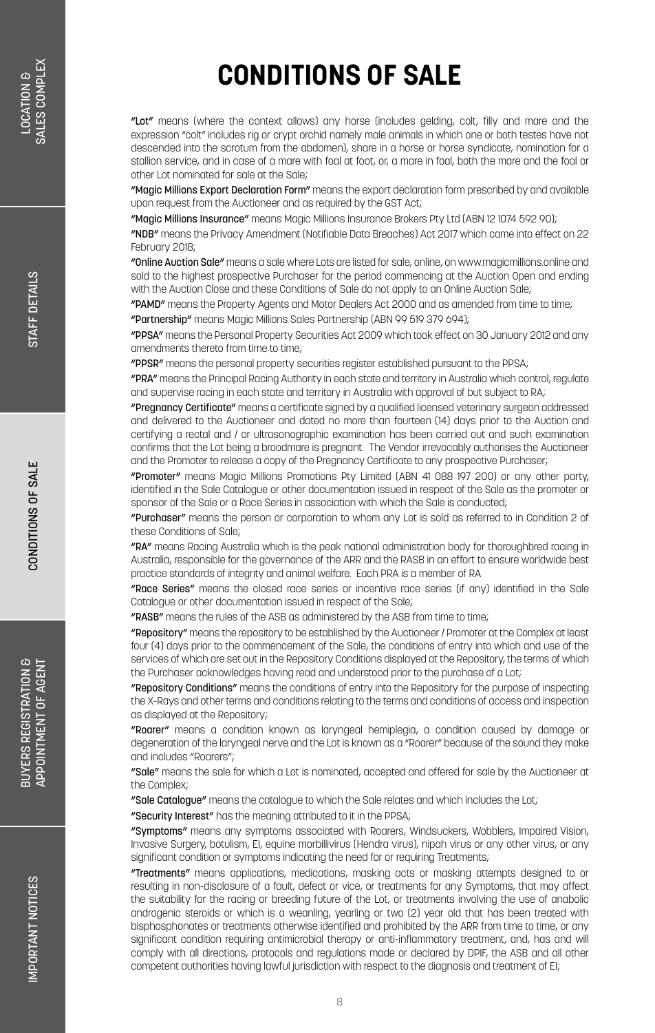# CONDITIONS OF SALE

**"Lot"** means (where the context allows) any horse (includes gelding, colt, filly and mare and the expression "colt" includes rig or crypt orchid namely male animals in which one or both testes have not descended into the scrotum from the abdomen), share in a horse or horse syndicate, nomination for a stallion service, and in case of a mare with foal at foot, or, a mare in foal, both the mare and the foal or other Lot nominated for sale at the Sale;

**"Magic Millions Export Declaration Form"** means the export declaration form prescribed by and available upon request from the Auctioneer and as required by the GST Act;

**"Magic Millions Insurance"** means Magic Millions Insurance Brokers Pty Ltd (ABN 12 1074 592 90);

**"NDB"** means the Privacy Amendment (Notifiable Data Breaches) Act 2017 which came into effect on 22 February 2018;

**"Online Auction Sale"** means a sale where Lots are listed for sale, online, on www.magicmillions.online and sold to the highest prospective Purchaser for the period commencing at the Auction Open and ending with the Auction Close and these Conditions of Sale do not apply to an Online Auction Sale;

**"PAMD"** means the Property Agents and Motor Dealers Act 2000 and as amended from time to time;

**"Partnership"** means Magic Millions Sales Partnership (ABN 99 519 379 694);

**"PPSA"** means the Personal Property Securities Act 2009 which took effect on 30 January 2012 and any amendments thereto from time to time;

**"PPSR"** means the personal property securities register established pursuant to the PPSA;

**"PRA"** means the Principal Racing Authority in each state and territory in Australia which control, regulate and supervise racing in each state and territory in Australia with approval of but subject to RA;

**"Pregnancy Certificate"** means a certificate signed by a qualified licensed veterinary surgeon addressed and delivered to the Auctioneer and dated no more than fourteen (14) days prior to the Auction and certifying a rectal and / or ultrasonographic examination has been carried out and such examination confirms that the Lot being a broodmare is pregnant. The Vendor irrevocably authorises the Auctioneer and the Promoter to release a copy of the Pregnancy Certificate to any prospective Purchaser;

**"Promoter"** means Magic Millions Promotions Pty Limited (ABN 41 088 197 200) or any other party, identified in the Sale Catalogue or other documentation issued in respect of the Sale as the promoter or sponsor of the Sale or a Race Series in association with which the Sale is conducted;

**"Purchaser"** means the person or corporation to whom any Lot is sold as referred to in Condition 2 of these Conditions of Sale;

**"RA"** means Racing Australia which is the peak national administration body for thoroughbred racing in Australia, responsible for the governance of the ARR and the RASB in an effort to ensure worldwide best practice standards of integrity and animal welfare. Each PRA is a member of RA

**"Race Series"** means the closed race series or incentive race series (if any) identified in the Sale Catalogue or other documentation issued in respect of the Sale;

**"RASB"** means the rules of the ASB as administered by the ASB from time to time;

**"Repository"** means the repository to be established by the Auctioneer / Promoter at the Complex at least four (4) days prior to the commencement of the Sale, the conditions of entry into which and use of the services of which are set out in the Repository Conditions displayed at the Repository, the terms of which the Purchaser acknowledges having read and understood prior to the purchase of a Lot;

**"Repository Conditions"** means the conditions of entry into the Repository for the purpose of inspecting the X-Rays and other terms and conditions relating to the terms and conditions of access and inspection as displayed at the Repository;

**"Roarer"** means a condition known as laryngeal hemiplegia, a condition caused by damage or degeneration of the laryngeal nerve and the Lot is known as a "Roarer" because of the sound they make and includes "Roarers";

**"Sale"** means the sale for which a Lot is nominated, accepted and offered for sale by the Auctioneer at the Complex;

**"Sale Catalogue"** means the catalogue to which the Sale relates and which includes the Lot;

**"Security Interest"** has the meaning attributed to it in the PPSA;

**"Symptoms"** means any symptoms associated with Roarers, Windsuckers, Wobblers, Impaired Vision, Invasive Surgery, botulism, EI, equine morbillivirus (Hendra virus), nipah virus or any other virus, or any significant condition or symptoms indicating the need for or requiring Treatments;

**"Treatments"** means applications, medications, masking acts or masking attempts designed to or resulting in non-disclosure of a fault, defect or vice, or treatments for any Symptoms, that may affect the suitability for the racing or breeding future of the Lot, or treatments involving the use of anabolic androgenic steroids or which is a weanling, yearling or two (2) year old that has been treated with bisphosphonates or treatments otherwise identified and prohibited by the ARR from time to time, or any significant condition requiring antimicrobial therapy or anti-inflammatory treatment, and, has and will comply with all directions, protocols and regulations made or declared by DPIF, the ASB and all other competent authorities having lawful jurisdiction with respect to the diagnosis and treatment of EI;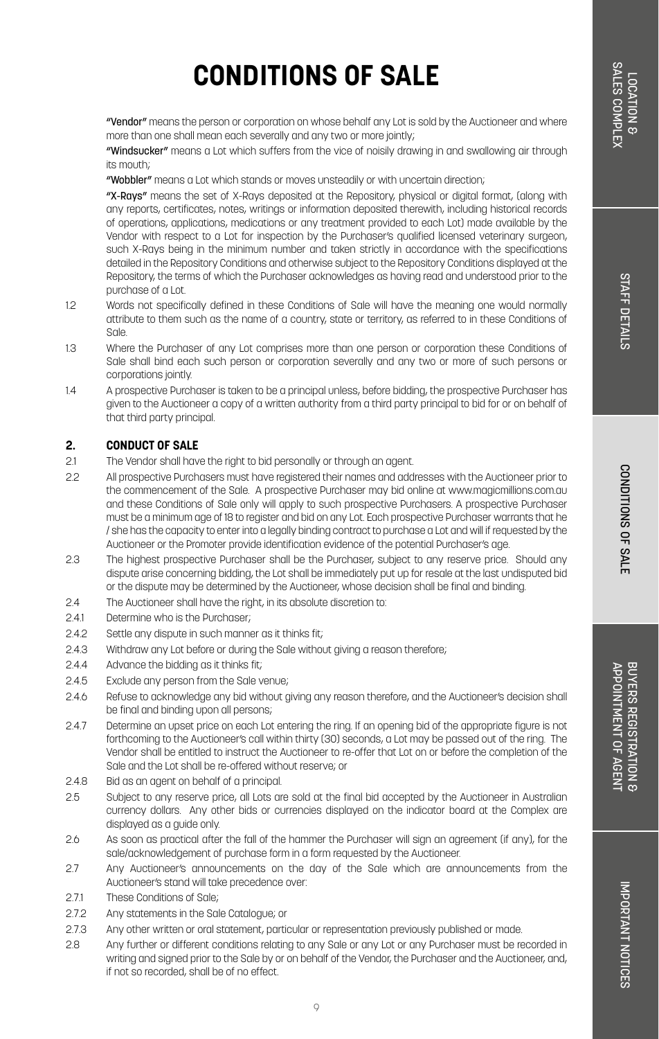# CONDITIONS OF SALE

**"Vendor"** means the person or corporation on whose behalf any Lot is sold by the Auctioneer and where more than one shall mean each severally and any two or more jointly;

**"Windsucker"** means a Lot which suffers from the vice of noisily drawing in and swallowing air through its mouth;

**"Wobbler"** means a Lot which stands or moves unsteadily or with uncertain direction;

**"X-Rays"** means the set of X-Rays deposited at the Repository, physical or digital format, (along with any reports, certificates, notes, writings or information deposited therewith, including historical records of operations, applications, medications or any treatment provided to each Lot) made available by the Vendor with respect to a Lot for inspection by the Purchaser's qualified licensed veterinary surgeon, such X-Rays being in the minimum number and taken strictly in accordance with the specifications detailed in the Repository Conditions and otherwise subject to the Repository Conditions displayed at the Repository, the terms of which the Purchaser acknowledges as having read and understood prior to the purchase of a Lot.

1.2 Words not specifically defined in these Conditions of Sale will have the meaning one would normally attribute to them such as the name of a country, state or territory, as referred to in these Conditions of Sale.

1.3 Where the Purchaser of any Lot comprises more than one person or corporation these Conditions of Sale shall bind each such person or corporation severally and any two or more of such persons or corporations jointly.

1.4 A prospective Purchaser is taken to be a principal unless, before bidding, the prospective Purchaser has given to the Auctioneer a copy of a written authority from a third party principal to bid for or on behalf of that third party principal.

## 2. CONDUCT OF SALE

2.1 The Vendor shall have the right to bid personally or through an agent.

2.2 All prospective Purchasers must have registered their names and addresses with the Auctioneer prior to the commencement of the Sale. A prospective Purchaser may bid online at www.magicmillions.com.au and these Conditions of Sale only will apply to such prospective Purchasers. A prospective Purchaser must be a minimum age of 18 to register and bid on any Lot. Each prospective Purchaser warrants that he / she has the capacity to enter into a legally binding contract to purchase a Lot and will if requested by the Auctioneer or the Promoter provide identification evidence of the potential Purchaser's age.

2.3 The highest prospective Purchaser shall be the Purchaser, subject to any reserve price. Should any dispute arise concerning bidding, the Lot shall be immediately put up for resale at the last undisputed bid or the dispute may be determined by the Auctioneer, whose decision shall be final and binding.

2.4 The Auctioneer shall have the right, in its absolute discretion to:

2.4.1 Determine who is the Purchaser;

2.4.2 Settle any dispute in such manner as it thinks fit;

2.4.3 Withdraw any Lot before or during the Sale without giving a reason therefore;

2.4.4 Advance the bidding as it thinks fit;

2.4.5 Exclude any person from the Sale venue;

2.4.6 Refuse to acknowledge any bid without giving any reason therefore, and the Auctioneer's decision shall be final and binding upon all persons;

2.4.7 Determine an upset price on each Lot entering the ring. If an opening bid of the appropriate figure is not forthcoming to the Auctioneer's call within thirty (30) seconds, a Lot may be passed out of the ring. The Vendor shall be entitled to instruct the Auctioneer to re-offer that Lot on or before the completion of the Sale and the Lot shall be re-offered without reserve; or

2.4.8 Bid as an agent on behalf of a principal.

2.5 Subject to any reserve price, all Lots are sold at the final bid accepted by the Auctioneer in Australian currency dollars. Any other bids or currencies displayed on the indicator board at the Complex are displayed as a guide only.

2.6 As soon as practical after the fall of the hammer the Purchaser will sign an agreement (if any), for the sale/acknowledgement of purchase form in a form requested by the Auctioneer.

2.7 Any Auctioneer's announcements on the day of the Sale which are announcements from the Auctioneer's stand will take precedence over:

2.7.1 These Conditions of Sale;

2.7.2 Any statements in the Sale Catalogue; or

2.7.3 Any other written or oral statement, particular or representation previously published or made.

2.8 Any further or different conditions relating to any Sale or any Lot or any Purchaser must be recorded in writing and signed prior to the Sale by or on behalf of the Vendor, the Purchaser and the Auctioneer, and, if not so recorded, shall be of no effect.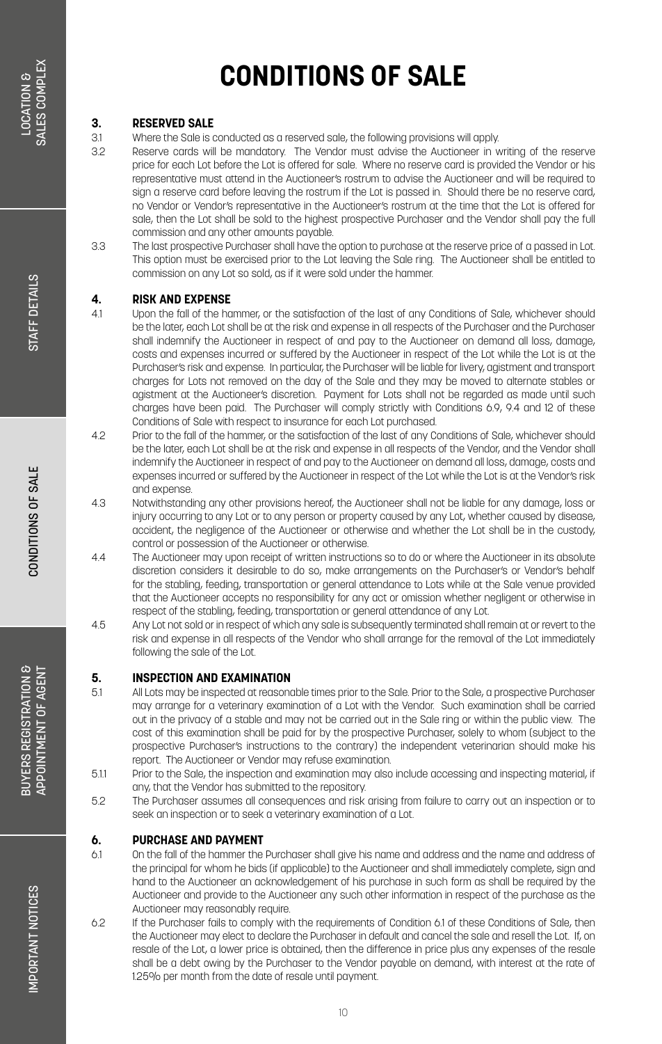# CONDITIONS OF SALE

## 3. RESERVED SALE

3.1 Where the Sale is conducted as a reserved sale, the following provisions will apply.

3.2 Reserve cards will be mandatory. The Vendor must advise the Auctioneer in writing of the reserve price for each Lot before the Lot is offered for sale. Where no reserve card is provided the Vendor or his representative must attend in the Auctioneer's rostrum to advise the Auctioneer and will be required to sign a reserve card before leaving the rostrum if the Lot is passed in. Should there be no reserve card, no Vendor or Vendor's representative in the Auctioneer's rostrum at the time that the Lot is offered for sale, then the Lot shall be sold to the highest prospective Purchaser and the Vendor shall pay the full commission and any other amounts payable.

3.3 The last prospective Purchaser shall have the option to purchase at the reserve price of a passed in Lot. This option must be exercised prior to the Lot leaving the Sale ring. The Auctioneer shall be entitled to commission on any Lot so sold, as if it were sold under the hammer.

## 4. RISK AND EXPENSE

4.1 Upon the fall of the hammer, or the satisfaction of the last of any Conditions of Sale, whichever should be the later, each Lot shall be at the risk and expense in all respects of the Purchaser and the Purchaser shall indemnify the Auctioneer in respect of and pay to the Auctioneer on demand all loss, damage, costs and expenses incurred or suffered by the Auctioneer in respect of the Lot while the Lot is at the Purchaser's risk and expense. In particular, the Purchaser will be liable for livery, agistment and transport charges for Lots not removed on the day of the Sale and they may be moved to alternate stables or agistment at the Auctioneer's discretion. Payment for Lots shall not be regarded as made until such charges have been paid. The Purchaser will comply strictly with Conditions 6.9, 9.4 and 12 of these Conditions of Sale with respect to insurance for each Lot purchased.

4.2 Prior to the fall of the hammer, or the satisfaction of the last of any Conditions of Sale, whichever should be the later, each Lot shall be at the risk and expense in all respects of the Vendor, and the Vendor shall indemnify the Auctioneer in respect of and pay to the Auctioneer on demand all loss, damage, costs and expenses incurred or suffered by the Auctioneer in respect of the Lot while the Lot is at the Vendor's risk and expense.

4.3 Notwithstanding any other provisions hereof, the Auctioneer shall not be liable for any damage, loss or injury occurring to any Lot or to any person or property caused by any Lot, whether caused by disease, accident, the negligence of the Auctioneer or otherwise and whether the Lot shall be in the custody, control or possession of the Auctioneer or otherwise.

4.4 The Auctioneer may upon receipt of written instructions so to do or where the Auctioneer in its absolute discretion considers it desirable to do so, make arrangements on the Purchaser's or Vendor's behalf for the stabling, feeding, transportation or general attendance to Lots while at the Sale venue provided that the Auctioneer accepts no responsibility for any act or omission whether negligent or otherwise in respect of the stabling, feeding, transportation or general attendance of any Lot.

4.5 Any Lot not sold or in respect of which any sale is subsequently terminated shall remain at or revert to the risk and expense in all respects of the Vendor who shall arrange for the removal of the Lot immediately following the sale of the Lot.

## 5. INSPECTION AND EXAMINATION

5.1 All Lots may be inspected at reasonable times prior to the Sale. Prior to the Sale, a prospective Purchaser may arrange for a veterinary examination of a Lot with the Vendor. Such examination shall be carried out in the privacy of a stable and may not be carried out in the Sale ring or within the public view. The cost of this examination shall be paid for by the prospective Purchaser, solely to whom (subject to the prospective Purchaser's instructions to the contrary) the independent veterinarian should make his report. The Auctioneer or Vendor may refuse examination.

5.1.1 Prior to the Sale, the inspection and examination may also include accessing and inspecting material, if any, that the Vendor has submitted to the repository.

5.2 The Purchaser assumes all consequences and risk arising from failure to carry out an inspection or to seek an inspection or to seek a veterinary examination of a Lot.

## 6. PURCHASE AND PAYMENT

6.1 On the fall of the hammer the Purchaser shall give his name and address and the name and address of the principal for whom he bids (if applicable) to the Auctioneer and shall immediately complete, sign and hand to the Auctioneer an acknowledgement of his purchase in such form as shall be required by the Auctioneer and provide to the Auctioneer any such other information in respect of the purchase as the Auctioneer may reasonably require.

6.2 If the Purchaser fails to comply with the requirements of Condition 6.1 of these Conditions of Sale, then the Auctioneer may elect to declare the Purchaser in default and cancel the sale and resell the Lot. If, on resale of the Lot, a lower price is obtained, then the difference in price plus any expenses of the resale shall be a debt owing by the Purchaser to the Vendor payable on demand, with interest at the rate of 1.25% per month from the date of resale until payment.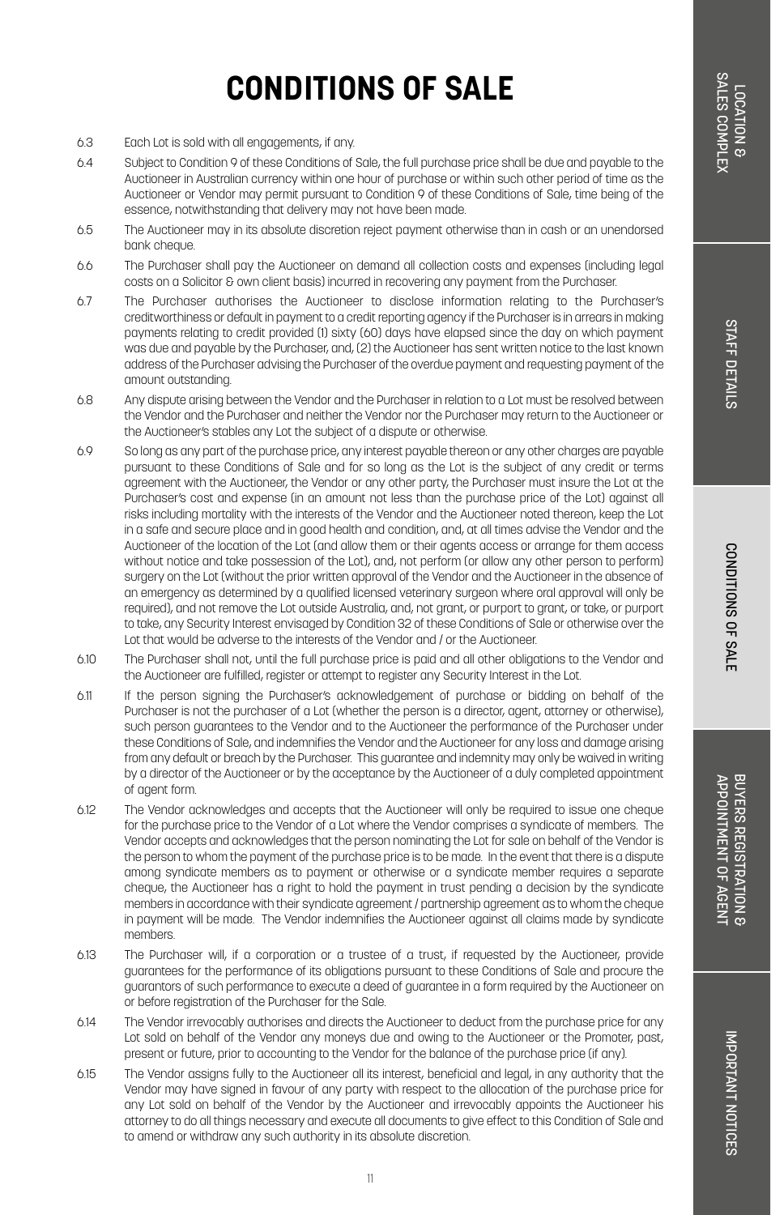# CONDITIONS OF SALE

6.3 Each Lot is sold with all engagements, if any.

6.4 Subject to Condition 9 of these Conditions of Sale, the full purchase price shall be due and payable to the Auctioneer in Australian currency within one hour of purchase or within such other period of time as the Auctioneer or Vendor may permit pursuant to Condition 9 of these Conditions of Sale, time being of the essence, notwithstanding that delivery may not have been made.

6.5 The Auctioneer may in its absolute discretion reject payment otherwise than in cash or an unendorsed bank cheque.

6.6 The Purchaser shall pay the Auctioneer on demand all collection costs and expenses (including legal costs on a Solicitor & own client basis) incurred in recovering any payment from the Purchaser.

6.7 The Purchaser authorises the Auctioneer to disclose information relating to the Purchaser's creditworthiness or default in payment to a credit reporting agency if the Purchaser is in arrears in making payments relating to credit provided (1) sixty (60) days have elapsed since the day on which payment was due and payable by the Purchaser, and, (2) the Auctioneer has sent written notice to the last known address of the Purchaser advising the Purchaser of the overdue payment and requesting payment of the amount outstanding.

6.8 Any dispute arising between the Vendor and the Purchaser in relation to a Lot must be resolved between the Vendor and the Purchaser and neither the Vendor nor the Purchaser may return to the Auctioneer or the Auctioneer's stables any Lot the subject of a dispute or otherwise.

6.9 So long as any part of the purchase price, any interest payable thereon or any other charges are payable pursuant to these Conditions of Sale and for so long as the Lot is the subject of any credit or terms agreement with the Auctioneer, the Vendor or any other party, the Purchaser must insure the Lot at the Purchaser's cost and expense (in an amount not less than the purchase price of the Lot) against all risks including mortality with the interests of the Vendor and the Auctioneer noted thereon, keep the Lot in a safe and secure place and in good health and condition, and, at all times advise the Vendor and the Auctioneer of the location of the Lot (and allow them or their agents access or arrange for them access without notice and take possession of the Lot), and, not perform (or allow any other person to perform) surgery on the Lot (without the prior written approval of the Vendor and the Auctioneer in the absence of an emergency as determined by a qualified licensed veterinary surgeon where oral approval will only be required), and not remove the Lot outside Australia, and, not grant, or purport to grant, or take, or purport to take, any Security Interest envisaged by Condition 32 of these Conditions of Sale or otherwise over the Lot that would be adverse to the interests of the Vendor and / or the Auctioneer.

6.10 The Purchaser shall not, until the full purchase price is paid and all other obligations to the Vendor and the Auctioneer are fulfilled, register or attempt to register any Security Interest in the Lot.

6.11 If the person signing the Purchaser's acknowledgement of purchase or bidding on behalf of the Purchaser is not the purchaser of a Lot (whether the person is a director, agent, attorney or otherwise), such person guarantees to the Vendor and to the Auctioneer the performance of the Purchaser under these Conditions of Sale, and indemnifies the Vendor and the Auctioneer for any loss and damage arising from any default or breach by the Purchaser. This guarantee and indemnity may only be waived in writing by a director of the Auctioneer or by the acceptance by the Auctioneer of a duly completed appointment of agent form.

6.12 The Vendor acknowledges and accepts that the Auctioneer will only be required to issue one cheque for the purchase price to the Vendor of a Lot where the Vendor comprises a syndicate of members. The Vendor accepts and acknowledges that the person nominating the Lot for sale on behalf of the Vendor is the person to whom the payment of the purchase price is to be made. In the event that there is a dispute among syndicate members as to payment or otherwise or a syndicate member requires a separate cheque, the Auctioneer has a right to hold the payment in trust pending a decision by the syndicate members in accordance with their syndicate agreement / partnership agreement as to whom the cheque in payment will be made. The Vendor indemnifies the Auctioneer against all claims made by syndicate members.

6.13 The Purchaser will, if a corporation or a trustee of a trust, if requested by the Auctioneer, provide guarantees for the performance of its obligations pursuant to these Conditions of Sale and procure the guarantors of such performance to execute a deed of guarantee in a form required by the Auctioneer on or before registration of the Purchaser for the Sale.

6.14 The Vendor irrevocably authorises and directs the Auctioneer to deduct from the purchase price for any Lot sold on behalf of the Vendor any moneys due and owing to the Auctioneer or the Promoter, past, present or future, prior to accounting to the Vendor for the balance of the purchase price (if any).

6.15 The Vendor assigns fully to the Auctioneer all its interest, beneficial and legal, in any authority that the Vendor may have signed in favour of any party with respect to the allocation of the purchase price for any Lot sold on behalf of the Vendor by the Auctioneer and irrevocably appoints the Auctioneer his attorney to do all things necessary and execute all documents to give effect to this Condition of Sale and to amend or withdraw any such authority in its absolute discretion.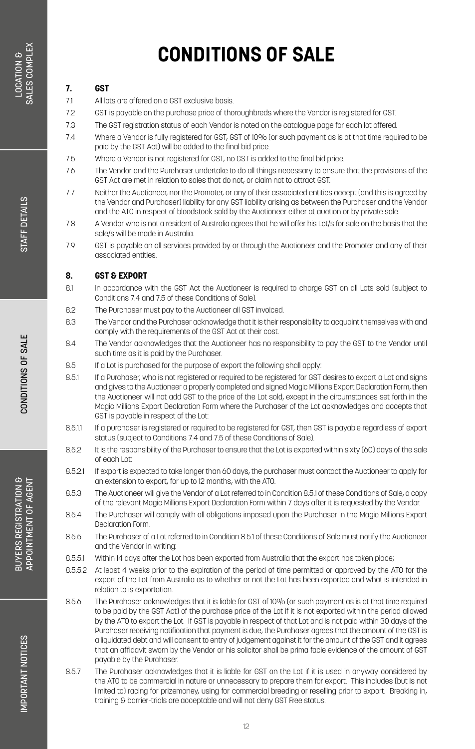# CONDITIONS OF SALE

## 7. GST

7.1 All lots are offered on a GST exclusive basis.

7.2 GST is payable on the purchase price of thoroughbreds where the Vendor is registered for GST.

7.3 The GST registration status of each Vendor is noted on the catalogue page for each lot offered.

7.4 Where a Vendor is fully registered for GST, GST of 10% (or such payment as is at that time required to be paid by the GST Act) will be added to the final bid price.

7.5 Where a Vendor is not registered for GST, no GST is added to the final bid price.

7.6 The Vendor and the Purchaser undertake to do all things necessary to ensure that the provisions of the GST Act are met in relation to sales that do not, or claim not to attract GST.

7.7 Neither the Auctioneer, nor the Promoter, or any of their associated entities accept (and this is agreed by the Vendor and Purchaser) liability for any GST liability arising as between the Purchaser and the Vendor and the ATO in respect of bloodstock sold by the Auctioneer either at auction or by private sale.

7.8 A Vendor who is not a resident of Australia agrees that he will offer his Lot/s for sale on the basis that the sale/s will be made in Australia.

7.9 GST is payable on all services provided by or through the Auctioneer and the Promoter and any of their associated entities.

## 8. GST & EXPORT

8.1 In accordance with the GST Act the Auctioneer is required to charge GST on all Lots sold (subject to Conditions 7.4 and 7.5 of these Conditions of Sale).

8.2 The Purchaser must pay to the Auctioneer all GST invoiced.

8.3 The Vendor and the Purchaser acknowledge that it is their responsibility to acquaint themselves with and comply with the requirements of the GST Act at their cost.

8.4 The Vendor acknowledges that the Auctioneer has no responsibility to pay the GST to the Vendor until such time as it is paid by the Purchaser.

8.5 If a Lot is purchased for the purpose of export the following shall apply:

8.5.1 If a Purchaser, who is not registered or required to be registered for GST desires to export a Lot and signs and gives to the Auctioneer a properly completed and signed Magic Millions Export Declaration Form, then the Auctioneer will not add GST to the price of the Lot sold, except in the circumstances set forth in the Magic Millions Export Declaration Form where the Purchaser of the Lot acknowledges and accepts that GST is payable in respect of the Lot:

8.5.1.1 If a purchaser is registered or required to be registered for GST, then GST is payable regardless of export status (subject to Conditions 7.4 and 7.5 of these Conditions of Sale).

8.5.2 It is the responsibility of the Purchaser to ensure that the Lot is exported within sixty (60) days of the sale of each Lot:

8.5.2.1 If export is expected to take longer than 60 days, the purchaser must contact the Auctioneer to apply for an extension to export, for up to 12 months, with the ATO.

8.5.3 The Auctioneer will give the Vendor of a Lot referred to in Condition 8.5.1 of these Conditions of Sale, a copy of the relevant Magic Millions Export Declaration Form within 7 days after it is requested by the Vendor.

8.5.4 The Purchaser will comply with all obligations imposed upon the Purchaser in the Magic Millions Export Declaration Form.

8.5.5 The Purchaser of a Lot referred to in Condition 8.5.1 of these Conditions of Sale must notify the Auctioneer and the Vendor in writing:

8.5.5.1 Within 14 days after the Lot has been exported from Australia that the export has taken place;

8.5.5.2 At least 4 weeks prior to the expiration of the period of time permitted or approved by the ATO for the export of the Lot from Australia as to whether or not the Lot has been exported and what is intended in relation to its exportation.

8.5.6 The Purchaser acknowledges that it is liable for GST of 10% (or such payment as is at that time required to be paid by the GST Act) of the purchase price of the Lot if it is not exported within the period allowed by the ATO to export the Lot. If GST is payable in respect of that Lot and is not paid within 30 days of the Purchaser receiving notification that payment is due, the Purchaser agrees that the amount of the GST is a liquidated debt and will consent to entry of judgement against it for the amount of the GST and it agrees that an affidavit sworn by the Vendor or his solicitor shall be prima facie evidence of the amount of GST payable by the Purchaser.

8.5.7 The Purchaser acknowledges that it is liable for GST on the Lot if it is used in anyway considered by the ATO to be commercial in nature or unnecessary to prepare them for export. This includes (but is not limited to) racing for prizemoney, using for commercial breeding or reselling prior to export. Breaking in, training & barrier-trials are acceptable and will not deny GST Free status.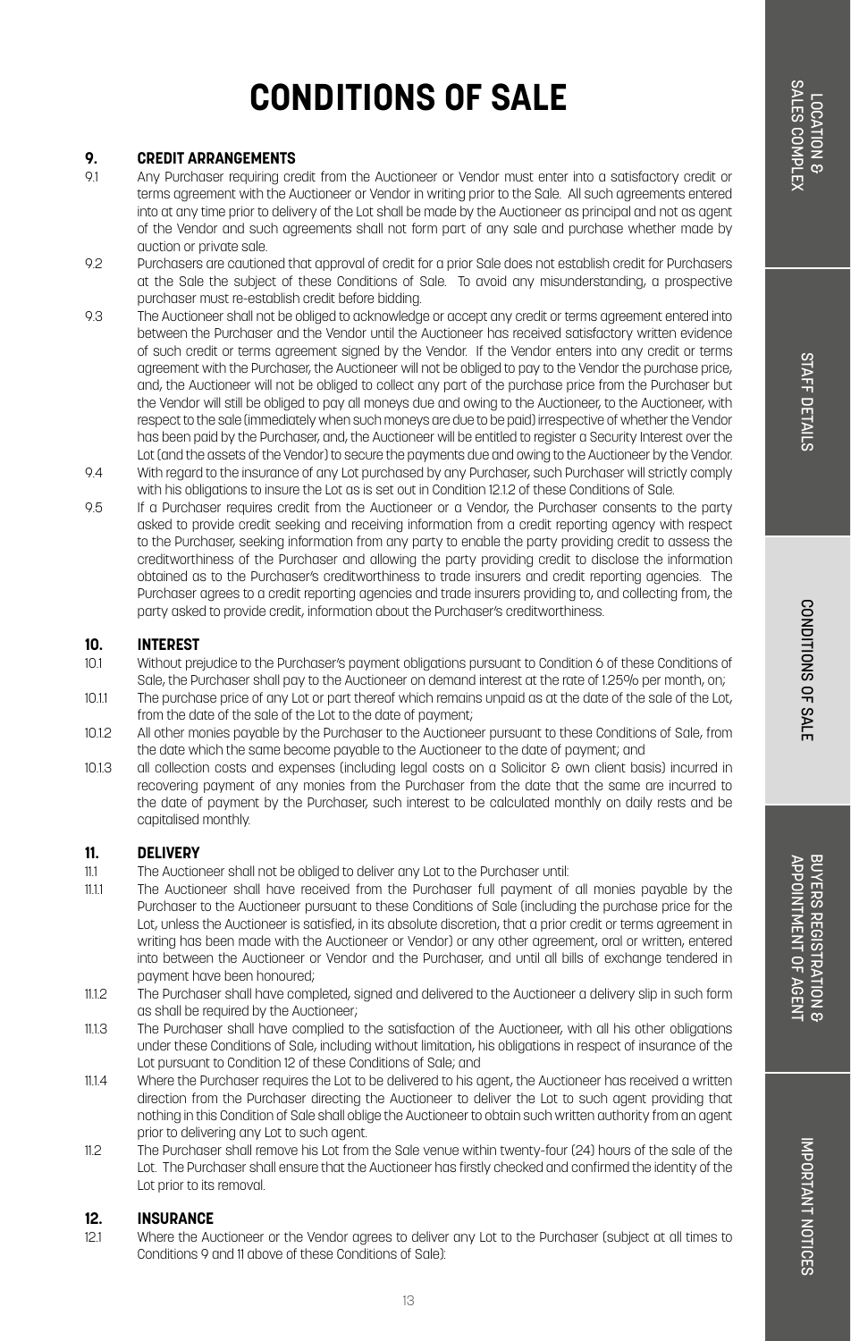# CONDITIONS OF SALE

## 9. CREDIT ARRANGEMENTS

9.1 Any Purchaser requiring credit from the Auctioneer or Vendor must enter into a satisfactory credit or terms agreement with the Auctioneer or Vendor in writing prior to the Sale. All such agreements entered into at any time prior to delivery of the Lot shall be made by the Auctioneer as principal and not as agent of the Vendor and such agreements shall not form part of any sale and purchase whether made by auction or private sale.

9.2 Purchasers are cautioned that approval of credit for a prior Sale does not establish credit for Purchasers at the Sale the subject of these Conditions of Sale. To avoid any misunderstanding, a prospective purchaser must re-establish credit before bidding.

9.3 The Auctioneer shall not be obliged to acknowledge or accept any credit or terms agreement entered into between the Purchaser and the Vendor until the Auctioneer has received satisfactory written evidence of such credit or terms agreement signed by the Vendor. If the Vendor enters into any credit or terms agreement with the Purchaser, the Auctioneer will not be obliged to pay to the Vendor the purchase price, and, the Auctioneer will not be obliged to collect any part of the purchase price from the Purchaser but the Vendor will still be obliged to pay all moneys due and owing to the Auctioneer, to the Auctioneer, with respect to the sale (immediately when such moneys are due to be paid) irrespective of whether the Vendor has been paid by the Purchaser, and, the Auctioneer will be entitled to register a Security Interest over the Lot (and the assets of the Vendor) to secure the payments due and owing to the Auctioneer by the Vendor.

9.4 With regard to the insurance of any Lot purchased by any Purchaser, such Purchaser will strictly comply with his obligations to insure the Lot as is set out in Condition 12.1.2 of these Conditions of Sale.

9.5 If a Purchaser requires credit from the Auctioneer or a Vendor, the Purchaser consents to the party asked to provide credit seeking and receiving information from a credit reporting agency with respect to the Purchaser, seeking information from any party to enable the party providing credit to assess the creditworthiness of the Purchaser and allowing the party providing credit to disclose the information obtained as to the Purchaser's creditworthiness to trade insurers and credit reporting agencies. The Purchaser agrees to a credit reporting agencies and trade insurers providing to, and collecting from, the party asked to provide credit, information about the Purchaser's creditworthiness.

## 10. INTEREST

10.1 Without prejudice to the Purchaser's payment obligations pursuant to Condition 6 of these Conditions of Sale, the Purchaser shall pay to the Auctioneer on demand interest at the rate of 1.25% per month, on;

10.1.1 The purchase price of any Lot or part thereof which remains unpaid as at the date of the sale of the Lot, from the date of the sale of the Lot to the date of payment;

10.1.2 All other monies payable by the Purchaser to the Auctioneer pursuant to these Conditions of Sale, from the date which the same become payable to the Auctioneer to the date of payment; and

10.1.3 all collection costs and expenses (including legal costs on a Solicitor & own client basis) incurred in recovering payment of any monies from the Purchaser from the date that the same are incurred to the date of payment by the Purchaser, such interest to be calculated monthly on daily rests and be capitalised monthly.

## 11. DELIVERY

11.1 The Auctioneer shall not be obliged to deliver any Lot to the Purchaser until:

11.1.1 The Auctioneer shall have received from the Purchaser full payment of all monies payable by the Purchaser to the Auctioneer pursuant to these Conditions of Sale (including the purchase price for the Lot, unless the Auctioneer is satisfied, in its absolute discretion, that a prior credit or terms agreement in writing has been made with the Auctioneer or Vendor) or any other agreement, oral or written, entered into between the Auctioneer or Vendor and the Purchaser, and until all bills of exchange tendered in payment have been honoured;

11.1.2 The Purchaser shall have completed, signed and delivered to the Auctioneer a delivery slip in such form as shall be required by the Auctioneer;

11.1.3 The Purchaser shall have complied to the satisfaction of the Auctioneer, with all his other obligations under these Conditions of Sale, including without limitation, his obligations in respect of insurance of the Lot pursuant to Condition 12 of these Conditions of Sale; and

11.1.4 Where the Purchaser requires the Lot to be delivered to his agent, the Auctioneer has received a written direction from the Purchaser directing the Auctioneer to deliver the Lot to such agent providing that nothing in this Condition of Sale shall oblige the Auctioneer to obtain such written authority from an agent prior to delivering any Lot to such agent.

11.2 The Purchaser shall remove his Lot from the Sale venue within twenty-four (24) hours of the sale of the Lot. The Purchaser shall ensure that the Auctioneer has firstly checked and confirmed the identity of the Lot prior to its removal.

## 12. INSURANCE

12.1 Where the Auctioneer or the Vendor agrees to deliver any Lot to the Purchaser (subject at all times to Conditions 9 and 11 above of these Conditions of Sale):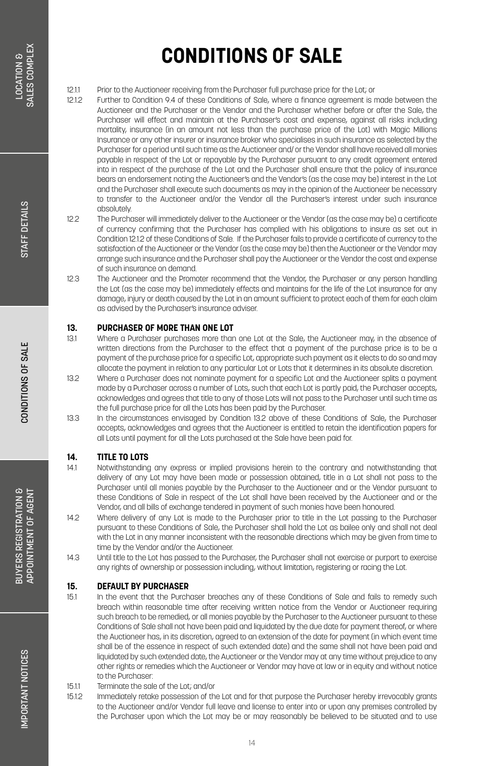// CONDITIONS OF SALE

12.1.1 Prior to the Auctioneer receiving from the Purchaser full purchase price for the Lot; or

12.1.2 Further to Condition 9.4 of these Conditions of Sale, where a finance agreement is made between the Auctioneer and the Purchaser or the Vendor and the Purchaser whether before or after the Sale, the Purchaser will effect and maintain at the Purchaser's cost and expense, against all risks including mortality, insurance (in an amount not less than the purchase price of the Lot) with Magic Millions Insurance or any other insurer or insurance broker who specialises in such insurance as selected by the Purchaser for a period until such time as the Auctioneer and/ or the Vendor shall have received all monies payable in respect of the Lot or repayable by the Purchaser pursuant to any credit agreement entered into in respect of the purchase of the Lot and the Purchaser shall ensure that the policy of insurance bears an endorsement noting the Auctioneer's and the Vendor's (as the case may be) interest in the Lot and the Purchaser shall execute such documents as may in the opinion of the Auctioneer be necessary to transfer to the Auctioneer and/or the Vendor all the Purchaser's interest under such insurance absolutely.

12.2 The Purchaser will immediately deliver to the Auctioneer or the Vendor (as the case may be) a certificate of currency confirming that the Purchaser has complied with his obligations to insure as set out in Condition 12.1.2 of these Conditions of Sale. If the Purchaser fails to provide a certificate of currency to the satisfaction of the Auctioneer or the Vendor (as the case may be) then the Auctioneer or the Vendor may arrange such insurance and the Purchaser shall pay the Auctioneer or the Vendor the cost and expense of such insurance on demand.

12.3 The Auctioneer and the Promoter recommend that the Vendor, the Purchaser or any person handling the Lot (as the case may be) immediately effects and maintains for the life of the Lot insurance for any damage, injury or death caused by the Lot in an amount sufficient to protect each of them for each claim as advised by the Purchaser's insurance adviser.

## 13. PURCHASER OF MORE THAN ONE LOT

13.1 Where a Purchaser purchases more than one Lot at the Sale, the Auctioneer may, in the absence of written directions from the Purchaser to the effect that a payment of the purchase price is to be a payment of the purchase price for a specific Lot, appropriate such payment as it elects to do so and may allocate the payment in relation to any particular Lot or Lots that it determines in its absolute discretion.

13.2 Where a Purchaser does not nominate payment for a specific Lot and the Auctioneer splits a payment made by a Purchaser across a number of Lots, such that each Lot is partly paid, the Purchaser accepts, acknowledges and agrees that title to any of those Lots will not pass to the Purchaser until such time as the full purchase price for all the Lots has been paid by the Purchaser.

13.3 In the circumstances envisaged by Condition 13.2 above of these Conditions of Sale, the Purchaser accepts, acknowledges and agrees that the Auctioneer is entitled to retain the identification papers for all Lots until payment for all the Lots purchased at the Sale have been paid for.

## 14. TITLE TO LOTS

14.1 Notwithstanding any express or implied provisions herein to the contrary and notwithstanding that delivery of any Lot may have been made or possession obtained, title in a Lot shall not pass to the Purchaser until all monies payable by the Purchaser to the Auctioneer and or the Vendor pursuant to these Conditions of Sale in respect of the Lot shall have been received by the Auctioneer and or the Vendor, and all bills of exchange tendered in payment of such monies have been honoured.

14.2 Where delivery of any Lot is made to the Purchaser prior to title in the Lot passing to the Purchaser pursuant to these Conditions of Sale, the Purchaser shall hold the Lot as bailee only and shall not deal with the Lot in any manner inconsistent with the reasonable directions which may be given from time to time by the Vendor and/or the Auctioneer.

14.3 Until title to the Lot has passed to the Purchaser, the Purchaser shall not exercise or purport to exercise any rights of ownership or possession including, without limitation, registering or racing the Lot.

## 15. DEFAULT BY PURCHASER

15.1 In the event that the Purchaser breaches any of these Conditions of Sale and fails to remedy such breach within reasonable time after receiving written notice from the Vendor or Auctioneer requiring such breach to be remedied, or all monies payable by the Purchaser to the Auctioneer pursuant to these Conditions of Sale shall not have been paid and liquidated by the due date for payment thereof, or where the Auctioneer has, in its discretion, agreed to an extension of the date for payment (in which event time shall be of the essence in respect of such extended date) and the same shall not have been paid and liquidated by such extended date, the Auctioneer or the Vendor may at any time without prejudice to any other rights or remedies which the Auctioneer or Vendor may have at law or in equity and without notice to the Purchaser:

15.1.1 Terminate the sale of the Lot; and/or

15.1.2 Immediately retake possession of the Lot and for that purpose the Purchaser hereby irrevocably grants to the Auctioneer and/or Vendor full leave and license to enter into or upon any premises controlled by the Purchaser upon which the Lot may be or may reasonably be believed to be situated and to use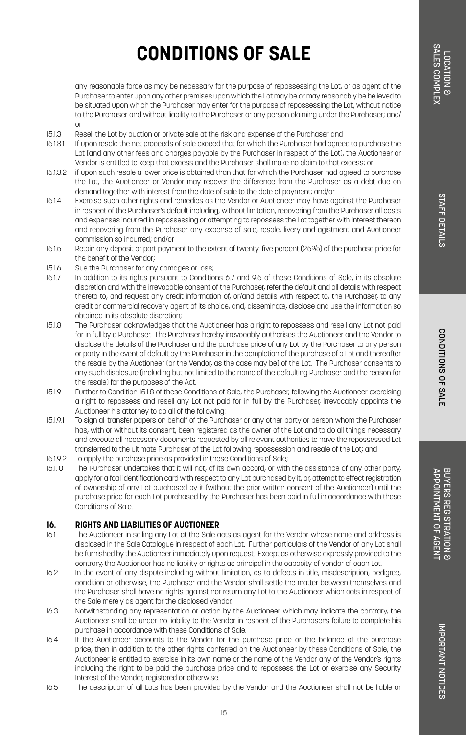# CONDITIONS OF SALE

any reasonable force as may be necessary for the purpose of repossessing the Lot, or as agent of the Purchaser to enter upon any other premises upon which the Lot may be or may reasonably be believed to be situated upon which the Purchaser may enter for the purpose of repossessing the Lot, without notice to the Purchaser and without liability to the Purchaser or any person claiming under the Purchaser; and/or

15.1.3 Resell the Lot by auction or private sale at the risk and expense of the Purchaser and

15.1.3.1 If upon resale the net proceeds of sale exceed that for which the Purchaser had agreed to purchase the Lot (and any other fees and charges payable by the Purchaser in respect of the Lot), the Auctioneer or Vendor is entitled to keep that excess and the Purchaser shall make no claim to that excess; or

15.1.3.2 if upon such resale a lower price is obtained than that for which the Purchaser had agreed to purchase the Lot, the Auctioneer or Vendor may recover the difference from the Purchaser as a debt due on demand together with interest from the date of sale to the date of payment; and/or

15.1.4 Exercise such other rights and remedies as the Vendor or Auctioneer may have against the Purchaser in respect of the Purchaser's default including, without limitation, recovering from the Purchaser all costs and expenses incurred in repossessing or attempting to repossess the Lot together with interest thereon and recovering from the Purchaser any expense of sale, resale, livery and agistment and Auctioneer commission so incurred; and/or

15.1.5 Retain any deposit or part payment to the extent of twenty-five percent (25%) of the purchase price for the benefit of the Vendor;

15.1.6 Sue the Purchaser for any damages or loss;

15.1.7 In addition to its rights pursuant to Conditions 6.7 and 9.5 of these Conditions of Sale, in its absolute discretion and with the irrevocable consent of the Purchaser, refer the default and all details with respect thereto to, and request any credit information of, or/and details with respect to, the Purchaser, to any credit or commercial recovery agent of its choice, and, disseminate, disclose and use the information so obtained in its absolute discretion;

15.1.8 The Purchaser acknowledges that the Auctioneer has a right to repossess and resell any Lot not paid for in full by a Purchaser. The Purchaser hereby irrevocably authorises the Auctioneer and the Vendor to disclose the details of the Purchaser and the purchase price of any Lot by the Purchaser to any person or party in the event of default by the Purchaser in the completion of the purchase of a Lot and thereafter the resale by the Auctioneer (or the Vendor, as the case may be) of the Lot. The Purchaser consents to any such disclosure (including but not limited to the name of the defaulting Purchaser and the reason for the resale) for the purposes of the Act.

15.1.9 Further to Condition 15.1.8 of these Conditions of Sale, the Purchaser, following the Auctioneer exercising a right to repossess and resell any Lot not paid for in full by the Purchaser, irrevocably appoints the Auctioneer his attorney to do all of the following:

15.1.9.1 To sign all transfer papers on behalf of the Purchaser or any other party or person whom the Purchaser has, with or without its consent, been registered as the owner of the Lot and to do all things necessary and execute all necessary documents requested by all relevant authorities to have the repossessed Lot transferred to the ultimate Purchaser of the Lot following repossession and resale of the Lot; and

15.1.9.2 To apply the purchase price as provided in these Conditions of Sale;

15.1.10 The Purchaser undertakes that it will not, of its own accord, or with the assistance of any other party, apply for a foal identification card with respect to any Lot purchased by it, or, attempt to effect registration of ownership of any Lot purchased by it (without the prior written consent of the Auctioneer) until the purchase price for each Lot purchased by the Purchaser has been paid in full in accordance with these Conditions of Sale.

## 16. RIGHTS AND LIABILITIES OF AUCTIONEER

16.1 The Auctioneer in selling any Lot at the Sale acts as agent for the Vendor whose name and address is disclosed in the Sale Catalogue in respect of each Lot. Further particulars of the Vendor of any Lot shall be furnished by the Auctioneer immediately upon request. Except as otherwise expressly provided to the contrary, the Auctioneer has no liability or rights as principal in the capacity of vendor of each Lot.

16.2 In the event of any dispute including without limitation, as to defects in title, misdescription, pedigree, condition or otherwise, the Purchaser and the Vendor shall settle the matter between themselves and the Purchaser shall have no rights against nor return any Lot to the Auctioneer which acts in respect of the Sale merely as agent for the disclosed Vendor.

16.3 Notwithstanding any representation or action by the Auctioneer which may indicate the contrary, the Auctioneer shall be under no liability to the Vendor in respect of the Purchaser's failure to complete his purchase in accordance with these Conditions of Sale.

16.4 If the Auctioneer accounts to the Vendor for the purchase price or the balance of the purchase price, then in addition to the other rights conferred on the Auctioneer by these Conditions of Sale, the Auctioneer is entitled to exercise in its own name or the name of the Vendor any of the Vendor's rights including the right to be paid the purchase price and to repossess the Lot or exercise any Security Interest of the Vendor, registered or otherwise.

16.5 The description of all Lots has been provided by the Vendor and the Auctioneer shall not be liable or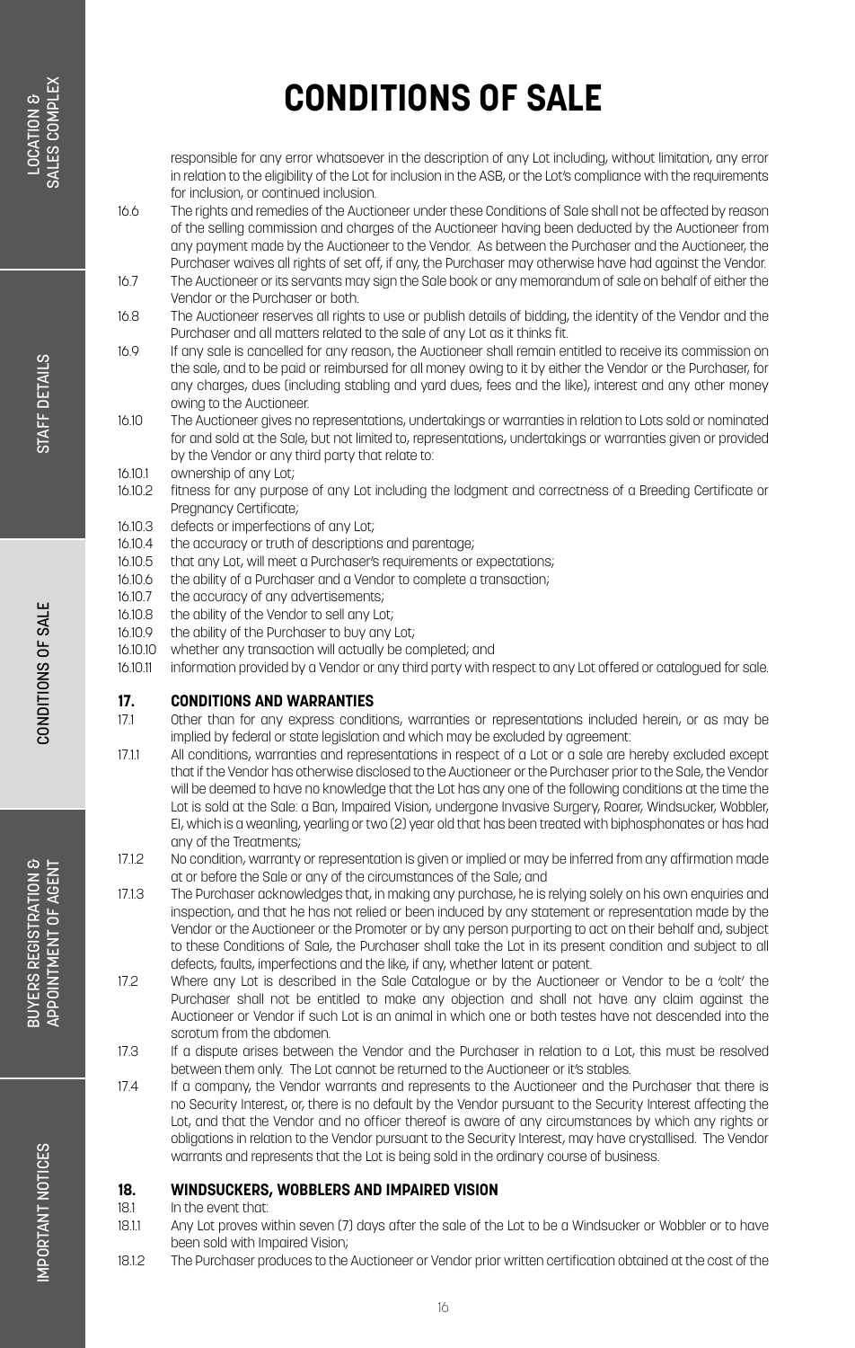# CONDITIONS OF SALE

responsible for any error whatsoever in the description of any Lot including, without limitation, any error in relation to the eligibility of the Lot for inclusion in the ASB, or the Lot's compliance with the requirements for inclusion, or continued inclusion.

16.6 The rights and remedies of the Auctioneer under these Conditions of Sale shall not be affected by reason of the selling commission and charges of the Auctioneer having been deducted by the Auctioneer from any payment made by the Auctioneer to the Vendor. As between the Purchaser and the Auctioneer, the Purchaser waives all rights of set off, if any, the Purchaser may otherwise have had against the Vendor.

16.7 The Auctioneer or its servants may sign the Sale book or any memorandum of sale on behalf of either the Vendor or the Purchaser or both.

16.8 The Auctioneer reserves all rights to use or publish details of bidding, the identity of the Vendor and the Purchaser and all matters related to the sale of any Lot as it thinks fit.

16.9 If any sale is cancelled for any reason, the Auctioneer shall remain entitled to receive its commission on the sale, and to be paid or reimbursed for all money owing to it by either the Vendor or the Purchaser, for any charges, dues (including stabling and yard dues, fees and the like), interest and any other money owing to the Auctioneer.

16.10 The Auctioneer gives no representations, undertakings or warranties in relation to Lots sold or nominated for and sold at the Sale, but not limited to, representations, undertakings or warranties given or provided by the Vendor or any third party that relate to:

16.10.1 ownership of any Lot;

16.10.2 fitness for any purpose of any Lot including the lodgment and correctness of a Breeding Certificate or Pregnancy Certificate;

16.10.3 defects or imperfections of any Lot;

16.10.4 the accuracy or truth of descriptions and parentage;

16.10.5 that any Lot, will meet a Purchaser's requirements or expectations;

16.10.6 the ability of a Purchaser and a Vendor to complete a transaction;

16.10.7 the accuracy of any advertisements;

16.10.8 the ability of the Vendor to sell any Lot;

16.10.9 the ability of the Purchaser to buy any Lot;

16.10.10 whether any transaction will actually be completed; and

16.10.11 information provided by a Vendor or any third party with respect to any Lot offered or catalogued for sale.

## 17. CONDITIONS AND WARRANTIES

17.1 Other than for any express conditions, warranties or representations included herein, or as may be implied by federal or state legislation and which may be excluded by agreement:

17.1.1 All conditions, warranties and representations in respect of a Lot or a sale are hereby excluded except that if the Vendor has otherwise disclosed to the Auctioneer or the Purchaser prior to the Sale, the Vendor will be deemed to have no knowledge that the Lot has any one of the following conditions at the time the Lot is sold at the Sale: a Ban, Impaired Vision, undergone Invasive Surgery, Roarer, Windsucker, Wobbler, EI, which is a weanling, yearling or two (2) year old that has been treated with biphosphonates or has had any of the Treatments;

17.1.2 No condition, warranty or representation is given or implied or may be inferred from any affirmation made at or before the Sale or any of the circumstances of the Sale; and

17.1.3 The Purchaser acknowledges that, in making any purchase, he is relying solely on his own enquiries and inspection, and that he has not relied or been induced by any statement or representation made by the Vendor or the Auctioneer or the Promoter or by any person purporting to act on their behalf and, subject to these Conditions of Sale, the Purchaser shall take the Lot in its present condition and subject to all defects, faults, imperfections and the like, if any, whether latent or patent.

17.2 Where any Lot is described in the Sale Catalogue or by the Auctioneer or Vendor to be a 'colt' the Purchaser shall not be entitled to make any objection and shall not have any claim against the Auctioneer or Vendor if such Lot is an animal in which one or both testes have not descended into the scrotum from the abdomen.

17.3 If a dispute arises between the Vendor and the Purchaser in relation to a Lot, this must be resolved between them only. The Lot cannot be returned to the Auctioneer or it's stables.

17.4 If a company, the Vendor warrants and represents to the Auctioneer and the Purchaser that there is no Security Interest, or, there is no default by the Vendor pursuant to the Security Interest affecting the Lot, and that the Vendor and no officer thereof is aware of any circumstances by which any rights or obligations in relation to the Vendor pursuant to the Security Interest, may have crystallised. The Vendor warrants and represents that the Lot is being sold in the ordinary course of business.

## 18. WINDSUCKERS, WOBBLERS AND IMPAIRED VISION

18.1 In the event that:

18.1.1 Any Lot proves within seven (7) days after the sale of the Lot to be a Windsucker or Wobbler or to have been sold with Impaired Vision;

18.1.2 The Purchaser produces to the Auctioneer or Vendor prior written certification obtained at the cost of the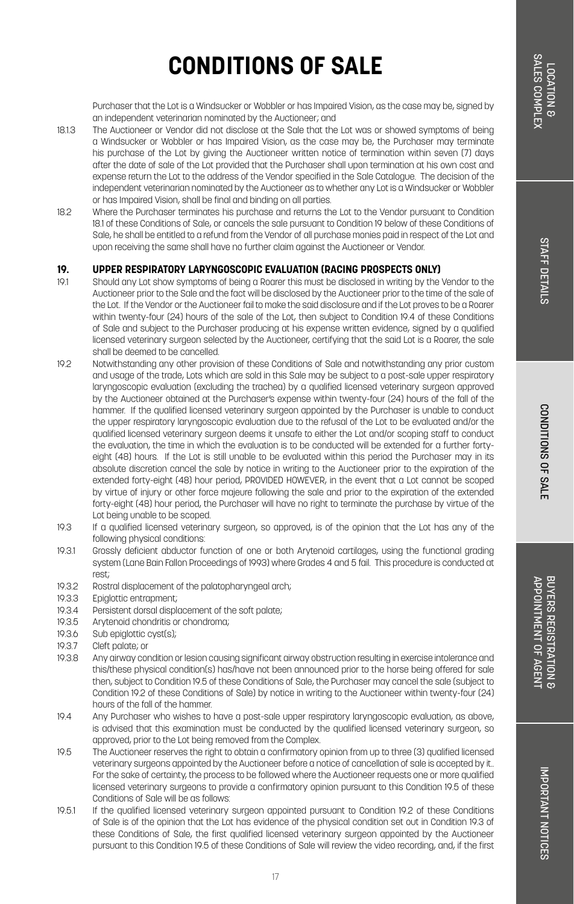# CONDITIONS OF SALE

Purchaser that the Lot is a Windsucker or Wobbler or has Impaired Vision, as the case may be, signed by an independent veterinarian nominated by the Auctioneer; and

18.1.3 The Auctioneer or Vendor did not disclose at the Sale that the Lot was or showed symptoms of being a Windsucker or Wobbler or has Impaired Vision, as the case may be, the Purchaser may terminate his purchase of the Lot by giving the Auctioneer written notice of termination within seven (7) days after the date of sale of the Lot provided that the Purchaser shall upon termination at his own cost and expense return the Lot to the address of the Vendor specified in the Sale Catalogue. The decision of the independent veterinarian nominated by the Auctioneer as to whether any Lot is a Windsucker or Wobbler or has Impaired Vision, shall be final and binding on all parties.

18.2 Where the Purchaser terminates his purchase and returns the Lot to the Vendor pursuant to Condition 18.1 of these Conditions of Sale, or cancels the sale pursuant to Condition 19 below of these Conditions of Sale, he shall be entitled to a refund from the Vendor of all purchase monies paid in respect of the Lot and upon receiving the same shall have no further claim against the Auctioneer or Vendor.

## 19. UPPER RESPIRATORY LARYNGOSCOPIC EVALUATION (RACING PROSPECTS ONLY)

19.1 Should any Lot show symptoms of being a Roarer this must be disclosed in writing by the Vendor to the Auctioneer prior to the Sale and the fact will be disclosed by the Auctioneer prior to the time of the sale of the Lot. If the Vendor or the Auctioneer fail to make the said disclosure and if the Lot proves to be a Roarer within twenty-four (24) hours of the sale of the Lot, then subject to Condition 19.4 of these Conditions of Sale and subject to the Purchaser producing at his expense written evidence, signed by a qualified licensed veterinary surgeon selected by the Auctioneer, certifying that the said Lot is a Roarer, the sale shall be deemed to be cancelled.

19.2 Notwithstanding any other provision of these Conditions of Sale and notwithstanding any prior custom and usage of the trade, Lots which are sold in this Sale may be subject to a post-sale upper respiratory laryngoscopic evaluation (excluding the trachea) by a qualified licensed veterinary surgeon approved by the Auctioneer obtained at the Purchaser's expense within twenty-four (24) hours of the fall of the hammer. If the qualified licensed veterinary surgeon appointed by the Purchaser is unable to conduct the upper respiratory laryngoscopic evaluation due to the refusal of the Lot to be evaluated and/or the qualified licensed veterinary surgeon deems it unsafe to either the Lot and/or scoping staff to conduct the evaluation, the time in which the evaluation is to be conducted will be extended for a further forty-eight (48) hours. If the Lot is still unable to be evaluated within this period the Purchaser may in its absolute discretion cancel the sale by notice in writing to the Auctioneer prior to the expiration of the extended forty-eight (48) hour period, PROVIDED HOWEVER, in the event that a Lot cannot be scoped by virtue of injury or other force majeure following the sale and prior to the expiration of the extended forty-eight (48) hour period, the Purchaser will have no right to terminate the purchase by virtue of the Lot being unable to be scoped.

19.3 If a qualified licensed veterinary surgeon, so approved, is of the opinion that the Lot has any of the following physical conditions:

19.3.1 Grossly deficient abductor function of one or both Arytenoid cartilages, using the functional grading system (Lane Bain Fallon Proceedings of 1993) where Grades 4 and 5 fail. This procedure is conducted at rest;

19.3.2 Rostral displacement of the palatopharyngeal arch;

19.3.3 Epiglottic entrapment;

19.3.4 Persistent dorsal displacement of the soft palate;

19.3.5 Arytenoid chondritis or chondroma;

19.3.6 Sub epiglottic cyst(s);

19.3.7 Cleft palate; or

19.3.8 Any airway condition or lesion causing significant airway obstruction resulting in exercise intolerance and this/these physical condition(s) has/have not been announced prior to the horse being offered for sale then, subject to Condition 19.5 of these Conditions of Sale, the Purchaser may cancel the sale (subject to Condition 19.2 of these Conditions of Sale) by notice in writing to the Auctioneer within twenty-four (24) hours of the fall of the hammer.

19.4 Any Purchaser who wishes to have a post-sale upper respiratory laryngoscopic evaluation, as above, is advised that this examination must be conducted by the qualified licensed veterinary surgeon, so approved, prior to the Lot being removed from the Complex.

19.5 The Auctioneer reserves the right to obtain a confirmatory opinion from up to three (3) qualified licensed veterinary surgeons appointed by the Auctioneer before a notice of cancellation of sale is accepted by it.. For the sake of certainty, the process to be followed where the Auctioneer requests one or more qualified licensed veterinary surgeons to provide a confirmatory opinion pursuant to this Condition 19.5 of these Conditions of Sale will be as follows:

19.5.1 If the qualified licensed veterinary surgeon appointed pursuant to Condition 19.2 of these Conditions of Sale is of the opinion that the Lot has evidence of the physical condition set out in Condition 19.3 of these Conditions of Sale, the first qualified licensed veterinary surgeon appointed by the Auctioneer pursuant to this Condition 19.5 of these Conditions of Sale will review the video recording, and, if the first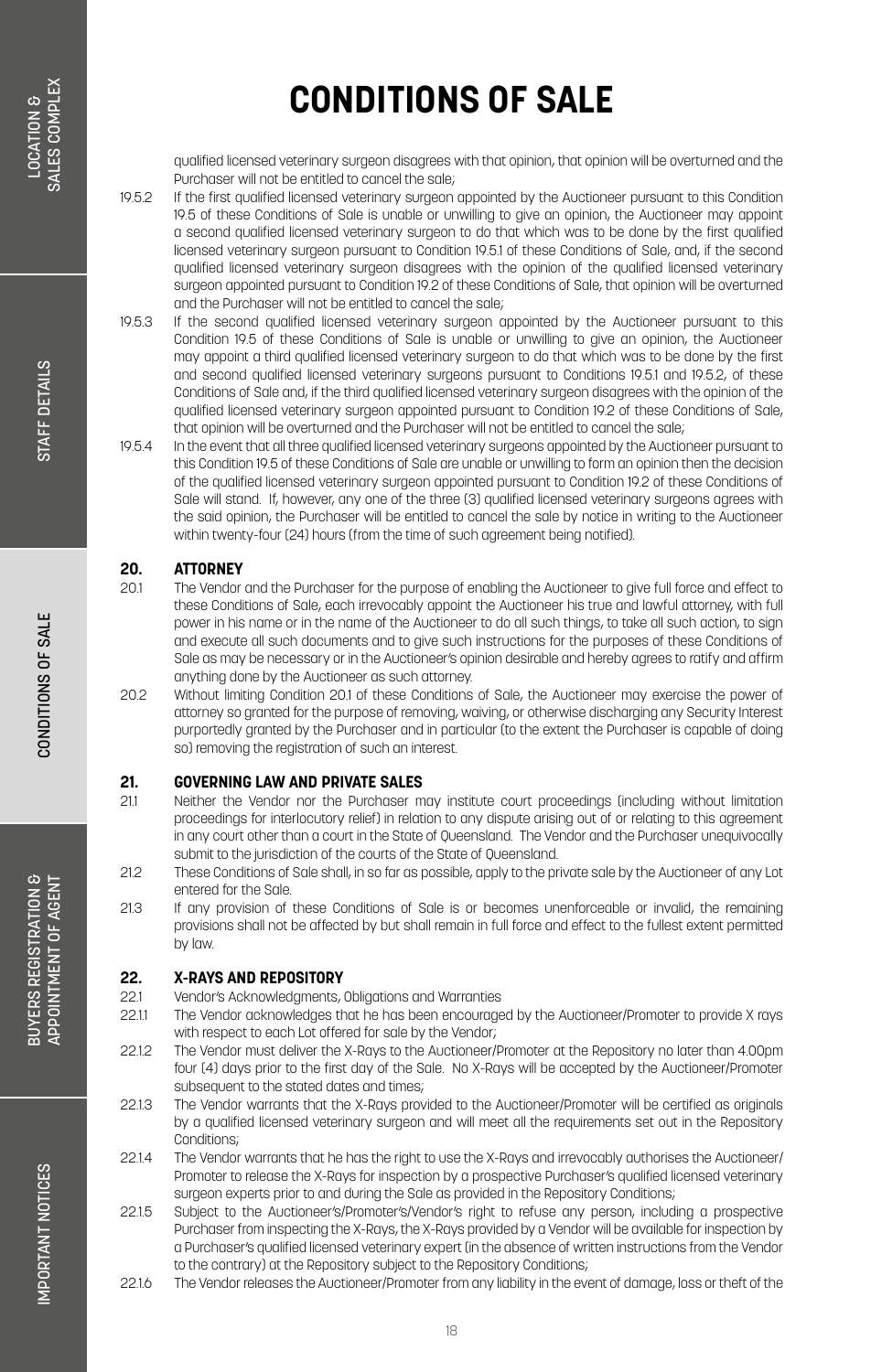# CONDITIONS OF SALE

qualified licensed veterinary surgeon disagrees with that opinion, that opinion will be overturned and the Purchaser will not be entitled to cancel the sale;

19.5.2 If the first qualified licensed veterinary surgeon appointed by the Auctioneer pursuant to this Condition 19.5 of these Conditions of Sale is unable or unwilling to give an opinion, the Auctioneer may appoint a second qualified licensed veterinary surgeon to do that which was to be done by the first qualified licensed veterinary surgeon pursuant to Condition 19.5.1 of these Conditions of Sale, and, if the second qualified licensed veterinary surgeon disagrees with the opinion of the qualified licensed veterinary surgeon appointed pursuant to Condition 19.2 of these Conditions of Sale, that opinion will be overturned and the Purchaser will not be entitled to cancel the sale;

19.5.3 If the second qualified licensed veterinary surgeon appointed by the Auctioneer pursuant to this Condition 19.5 of these Conditions of Sale is unable or unwilling to give an opinion, the Auctioneer may appoint a third qualified licensed veterinary surgeon to do that which was to be done by the first and second qualified licensed veterinary surgeons pursuant to Conditions 19.5.1 and 19.5.2, of these Conditions of Sale and, if the third qualified licensed veterinary surgeon disagrees with the opinion of the qualified licensed veterinary surgeon appointed pursuant to Condition 19.2 of these Conditions of Sale, that opinion will be overturned and the Purchaser will not be entitled to cancel the sale;

19.5.4 In the event that all three qualified licensed veterinary surgeons appointed by the Auctioneer pursuant to this Condition 19.5 of these Conditions of Sale are unable or unwilling to form an opinion then the decision of the qualified licensed veterinary surgeon appointed pursuant to Condition 19.2 of these Conditions of Sale will stand. If, however, any one of the three (3) qualified licensed veterinary surgeons agrees with the said opinion, the Purchaser will be entitled to cancel the sale by notice in writing to the Auctioneer within twenty-four (24) hours (from the time of such agreement being notified).

## 20. ATTORNEY

20.1 The Vendor and the Purchaser for the purpose of enabling the Auctioneer to give full force and effect to these Conditions of Sale, each irrevocably appoint the Auctioneer his true and lawful attorney, with full power in his name or in the name of the Auctioneer to do all such things, to take all such action, to sign and execute all such documents and to give such instructions for the purposes of these Conditions of Sale as may be necessary or in the Auctioneer's opinion desirable and hereby agrees to ratify and affirm anything done by the Auctioneer as such attorney.

20.2 Without limiting Condition 20.1 of these Conditions of Sale, the Auctioneer may exercise the power of attorney so granted for the purpose of removing, waiving, or otherwise discharging any Security Interest purportedly granted by the Purchaser and in particular (to the extent the Purchaser is capable of doing so) removing the registration of such an interest.

## 21. GOVERNING LAW AND PRIVATE SALES

21.1 Neither the Vendor nor the Purchaser may institute court proceedings (including without limitation proceedings for interlocutory relief) in relation to any dispute arising out of or relating to this agreement in any court other than a court in the State of Queensland. The Vendor and the Purchaser unequivocally submit to the jurisdiction of the courts of the State of Queensland.

21.2 These Conditions of Sale shall, in so far as possible, apply to the private sale by the Auctioneer of any Lot entered for the Sale.

21.3 If any provision of these Conditions of Sale is or becomes unenforceable or invalid, the remaining provisions shall not be affected by but shall remain in full force and effect to the fullest extent permitted by law.

## 22. X-RAYS AND REPOSITORY

22.1 Vendor's Acknowledgments, Obligations and Warranties

22.1.1 The Vendor acknowledges that he has been encouraged by the Auctioneer/Promoter to provide X rays with respect to each Lot offered for sale by the Vendor;

22.1.2 The Vendor must deliver the X-Rays to the Auctioneer/Promoter at the Repository no later than 4.00pm four (4) days prior to the first day of the Sale. No X-Rays will be accepted by the Auctioneer/Promoter subsequent to the stated dates and times;

22.1.3 The Vendor warrants that the X-Rays provided to the Auctioneer/Promoter will be certified as originals by a qualified licensed veterinary surgeon and will meet all the requirements set out in the Repository Conditions;

22.1.4 The Vendor warrants that he has the right to use the X-Rays and irrevocably authorises the Auctioneer/Promoter to release the X-Rays for inspection by a prospective Purchaser's qualified licensed veterinary surgeon experts prior to and during the Sale as provided in the Repository Conditions;

22.1.5 Subject to the Auctioneer's/Promoter's/Vendor's right to refuse any person, including a prospective Purchaser from inspecting the X-Rays, the X-Rays provided by a Vendor will be available for inspection by a Purchaser's qualified licensed veterinary expert (in the absence of written instructions from the Vendor to the contrary) at the Repository subject to the Repository Conditions;

22.1.6 The Vendor releases the Auctioneer/Promoter from any liability in the event of damage, loss or theft of the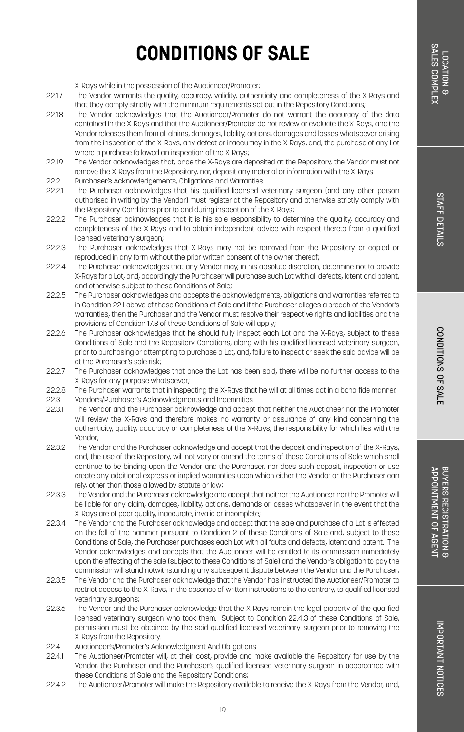# CONDITIONS OF SALE

X-Rays while in the possession of the Auctioneer/Promoter;

22.1.7 The Vendor warrants the quality, accuracy, validity, authenticity and completeness of the X-Rays and that they comply strictly with the minimum requirements set out in the Repository Conditions;

22.1.8 The Vendor acknowledges that the Auctioneer/Promoter do not warrant the accuracy of the data contained in the X-Rays and that the Auctioneer/Promoter do not review or evaluate the X-Rays, and the Vendor releases them from all claims, damages, liability, actions, damages and losses whatsoever arising from the inspection of the X-Rays, any defect or inaccuracy in the X-Rays, and, the purchase of any Lot where a purchase followed an inspection of the X-Rays;

22.1.9 The Vendor acknowledges that, once the X-Rays are deposited at the Repository, the Vendor must not remove the X-Rays from the Repository, nor, deposit any material or information with the X-Rays.

22.2 Purchaser's Acknowledgements, Obligations and Warranties

22.2.1 The Purchaser acknowledges that his qualified licensed veterinary surgeon (and any other person authorised in writing by the Vendor) must register at the Repository and otherwise strictly comply with the Repository Conditions prior to and during inspection of the X-Rays;

22.2.2 The Purchaser acknowledges that it is his sole responsibility to determine the quality, accuracy and completeness of the X-Rays and to obtain independent advice with respect thereto from a qualified licensed veterinary surgeon;

22.2.3 The Purchaser acknowledges that X-Rays may not be removed from the Repository or copied or reproduced in any form without the prior written consent of the owner thereof;

22.2.4 The Purchaser acknowledges that any Vendor may, in his absolute discretion, determine not to provide X-Rays for a Lot, and, accordingly the Purchaser will purchase such Lot with all defects, latent and patent, and otherwise subject to these Conditions of Sale;

22.2.5 The Purchaser acknowledges and accepts the acknowledgments, obligations and warranties referred to in Condition 22.1 above of these Conditions of Sale and if the Purchaser alleges a breach of the Vendor's warranties, then the Purchaser and the Vendor must resolve their respective rights and liabilities and the provisions of Condition 17.3 of these Conditions of Sale will apply;

22.2.6 The Purchaser acknowledges that he should fully inspect each Lot and the X-Rays, subject to these Conditions of Sale and the Repository Conditions, along with his qualified licensed veterinary surgeon, prior to purchasing or attempting to purchase a Lot, and, failure to inspect or seek the said advice will be at the Purchaser's sole risk;

22.2.7 The Purchaser acknowledges that once the Lot has been sold, there will be no further access to the X-Rays for any purpose whatsoever;

22.2.8 The Purchaser warrants that in inspecting the X-Rays that he will at all times act in a bona fide manner.

22.3 Vendor's/Purchaser's Acknowledgments and Indemnities

22.3.1 The Vendor and the Purchaser acknowledge and accept that neither the Auctioneer nor the Promoter will review the X-Rays and therefore makes no warranty or assurance of any kind concerning the authenticity, quality, accuracy or completeness of the X-Rays, the responsibility for which lies with the Vendor;

22.3.2 The Vendor and the Purchaser acknowledge and accept that the deposit and inspection of the X-Rays, and, the use of the Repository, will not vary or amend the terms of these Conditions of Sale which shall continue to be binding upon the Vendor and the Purchaser, nor does such deposit, inspection or use create any additional express or implied warranties upon which either the Vendor or the Purchaser can rely, other than those allowed by statute or law;

22.3.3 The Vendor and the Purchaser acknowledge and accept that neither the Auctioneer nor the Promoter will be liable for any claim, damages, liability, actions, demands or losses whatsoever in the event that the X-Rays are of poor quality, inaccurate, invalid or incomplete;

22.3.4 The Vendor and the Purchaser acknowledge and accept that the sale and purchase of a Lot is effected on the fall of the hammer pursuant to Condition 2 of these Conditions of Sale and, subject to these Conditions of Sale, the Purchaser purchases each Lot with all faults and defects, latent and patent. The Vendor acknowledges and accepts that the Auctioneer will be entitled to its commission immediately upon the effecting of the sale (subject to these Conditions of Sale) and the Vendor's obligation to pay the commission will stand notwithstanding any subsequent dispute between the Vendor and the Purchaser;

22.3.5 The Vendor and the Purchaser acknowledge that the Vendor has instructed the Auctioneer/Promoter to restrict access to the X-Rays, in the absence of written instructions to the contrary, to qualified licensed veterinary surgeons;

22.3.6 The Vendor and the Purchaser acknowledge that the X-Rays remain the legal property of the qualified licensed veterinary surgeon who took them. Subject to Condition 22.4.3 of these Conditions of Sale, permission must be obtained by the said qualified licensed veterinary surgeon prior to removing the X-Rays from the Repository.

22.4 Auctioneer's/Promoter's Acknowledgment And Obligations

22.4.1 The Auctioneer/Promoter will, at their cost, provide and make available the Repository for use by the Vendor, the Purchaser and the Purchaser's qualified licensed veterinary surgeon in accordance with these Conditions of Sale and the Repository Conditions;

22.4.2 The Auctioneer/Promoter will make the Repository available to receive the X-Rays from the Vendor, and,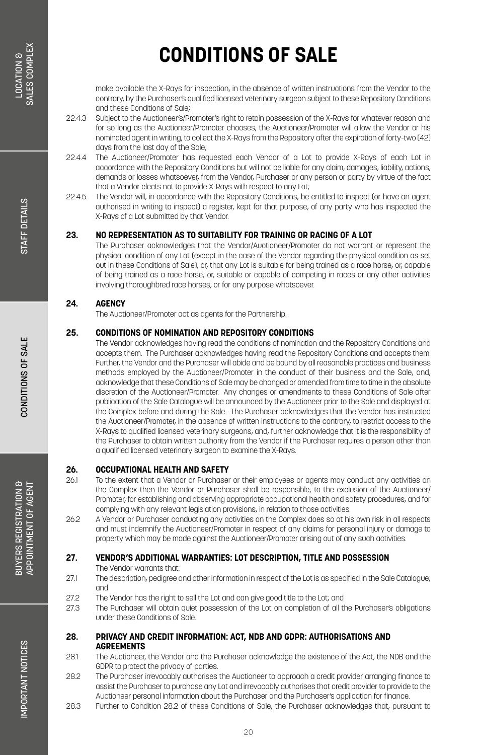# CONDITIONS OF SALE

make available the X-Rays for inspection, in the absence of written instructions from the Vendor to the contrary, by the Purchaser's qualified licensed veterinary surgeon subject to these Repository Conditions and these Conditions of Sale;

22.4.3 Subject to the Auctioneer's/Promoter's right to retain possession of the X-Rays for whatever reason and for so long as the Auctioneer/Promoter chooses, the Auctioneer/Promoter will allow the Vendor or his nominated agent in writing, to collect the X-Rays from the Repository after the expiration of forty-two (42) days from the last day of the Sale;

22.4.4 The Auctioneer/Promoter has requested each Vendor of a Lot to provide X-Rays of each Lot in accordance with the Repository Conditions but will not be liable for any claim, damages, liability, actions, demands or losses whatsoever, from the Vendor, Purchaser or any person or party by virtue of the fact that a Vendor elects not to provide X-Rays with respect to any Lot;

22.4.5 The Vendor will, in accordance with the Repository Conditions, be entitled to inspect (or have an agent authorised in writing to inspect) a register, kept for that purpose, of any party who has inspected the X-Rays of a Lot submitted by that Vendor.

### 23. NO REPRESENTATION AS TO SUITABILITY FOR TRAINING OR RACING OF A LOT

The Purchaser acknowledges that the Vendor/Auctioneer/Promoter do not warrant or represent the physical condition of any Lot (except in the case of the Vendor regarding the physical condition as set out in these Conditions of Sale), or, that any Lot is suitable for being trained as a race horse, or, capable of being trained as a race horse, or, suitable or capable of competing in races or any other activities involving thoroughbred race horses, or for any purpose whatsoever.

### 24. AGENCY

The Auctioneer/Promoter act as agents for the Partnership.

### 25. CONDITIONS OF NOMINATION AND REPOSITORY CONDITIONS

The Vendor acknowledges having read the conditions of nomination and the Repository Conditions and accepts them. The Purchaser acknowledges having read the Repository Conditions and accepts them. Further, the Vendor and the Purchaser will abide and be bound by all reasonable practices and business methods employed by the Auctioneer/Promoter in the conduct of their business and the Sale, and, acknowledge that these Conditions of Sale may be changed or amended from time to time in the absolute discretion of the Auctioneer/Promoter. Any changes or amendments to these Conditions of Sale after publication of the Sale Catalogue will be announced by the Auctioneer prior to the Sale and displayed at the Complex before and during the Sale. The Purchaser acknowledges that the Vendor has instructed the Auctioneer/Promoter, in the absence of written instructions to the contrary, to restrict access to the X-Rays to qualified licensed veterinary surgeons, and, further acknowledge that it is the responsibility of the Purchaser to obtain written authority from the Vendor if the Purchaser requires a person other than a qualified licensed veterinary surgeon to examine the X-Rays.

### 26. OCCUPATIONAL HEALTH AND SAFETY

26.1 To the extent that a Vendor or Purchaser or their employees or agents may conduct any activities on the Complex then the Vendor or Purchaser shall be responsible, to the exclusion of the Auctioneer/Promoter, for establishing and observing appropriate occupational health and safety procedures, and for complying with any relevant legislation provisions, in relation to those activities.

26.2 A Vendor or Purchaser conducting any activities on the Complex does so at his own risk in all respects and must indemnify the Auctioneer/Promoter in respect of any claims for personal injury or damage to property which may be made against the Auctioneer/Promoter arising out of any such activities.

### 27. VENDOR'S ADDITIONAL WARRANTIES: LOT DESCRIPTION, TITLE AND POSSESSION

The Vendor warrants that:

27.1 The description, pedigree and other information in respect of the Lot is as specified in the Sale Catalogue; and

27.2 The Vendor has the right to sell the Lot and can give good title to the Lot; and

27.3 The Purchaser will obtain quiet possession of the Lot on completion of all the Purchaser's obligations under these Conditions of Sale.

### 28. PRIVACY AND CREDIT INFORMATION: ACT, NDB AND GDPR: AUTHORISATIONS AND AGREEMENTS

28.1 The Auctioneer, the Vendor and the Purchaser acknowledge the existence of the Act, the NDB and the GDPR to protect the privacy of parties.

28.2 The Purchaser irrevocably authorises the Auctioneer to approach a credit provider arranging finance to assist the Purchaser to purchase any Lot and irrevocably authorises that credit provider to provide to the Auctioneer personal information about the Purchaser and the Purchaser's application for finance.

28.3 Further to Condition 28.2 of these Conditions of Sale, the Purchaser acknowledges that, pursuant to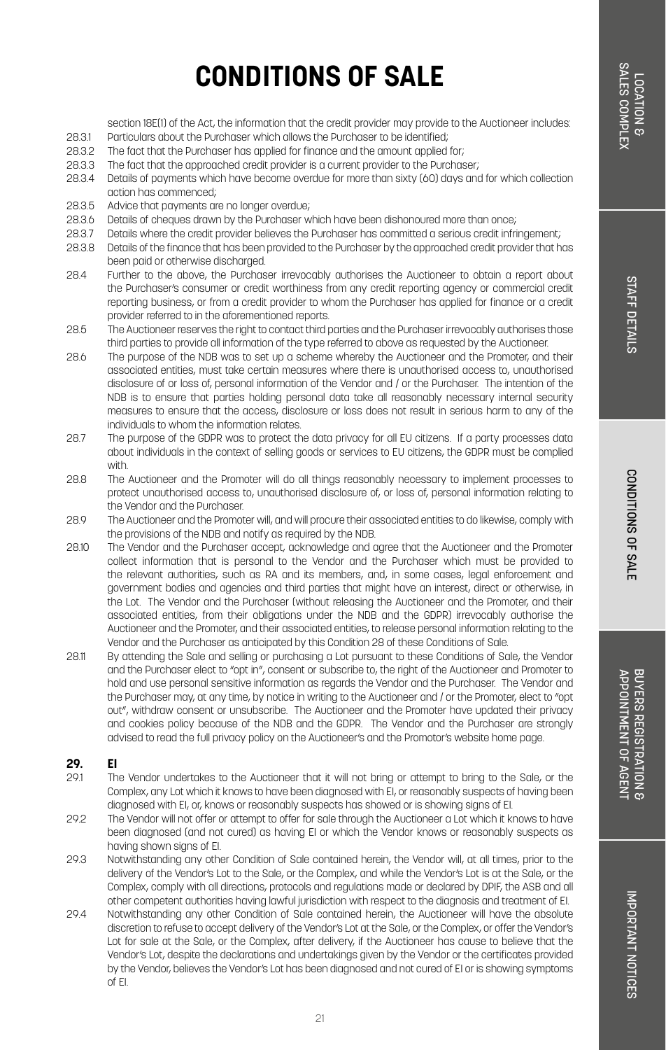# CONDITIONS OF SALE

section 18E(1) of the Act, the information that the credit provider may provide to the Auctioneer includes:

28.3.1 Particulars about the Purchaser which allows the Purchaser to be identified;

28.3.2 The fact that the Purchaser has applied for finance and the amount applied for;

28.3.3 The fact that the approached credit provider is a current provider to the Purchaser;

28.3.4 Details of payments which have become overdue for more than sixty (60) days and for which collection action has commenced;

28.3.5 Advice that payments are no longer overdue;

28.3.6 Details of cheques drawn by the Purchaser which have been dishonoured more than once;

28.3.7 Details where the credit provider believes the Purchaser has committed a serious credit infringement;

28.3.8 Details of the finance that has been provided to the Purchaser by the approached credit provider that has been paid or otherwise discharged.

28.4 Further to the above, the Purchaser irrevocably authorises the Auctioneer to obtain a report about the Purchaser's consumer or credit worthiness from any credit reporting agency or commercial credit reporting business, or from a credit provider to whom the Purchaser has applied for finance or a credit provider referred to in the aforementioned reports.

28.5 The Auctioneer reserves the right to contact third parties and the Purchaser irrevocably authorises those third parties to provide all information of the type referred to above as requested by the Auctioneer.

28.6 The purpose of the NDB was to set up a scheme whereby the Auctioneer and the Promoter, and their associated entities, must take certain measures where there is unauthorised access to, unauthorised disclosure of or loss of, personal information of the Vendor and / or the Purchaser. The intention of the NDB is to ensure that parties holding personal data take all reasonably necessary internal security measures to ensure that the access, disclosure or loss does not result in serious harm to any of the individuals to whom the information relates.

28.7 The purpose of the GDPR was to protect the data privacy for all EU citizens. If a party processes data about individuals in the context of selling goods or services to EU citizens, the GDPR must be complied with.

28.8 The Auctioneer and the Promoter will do all things reasonably necessary to implement processes to protect unauthorised access to, unauthorised disclosure of, or loss of, personal information relating to the Vendor and the Purchaser.

28.9 The Auctioneer and the Promoter will, and will procure their associated entities to do likewise, comply with the provisions of the NDB and notify as required by the NDB.

28.10 The Vendor and the Purchaser accept, acknowledge and agree that the Auctioneer and the Promoter collect information that is personal to the Vendor and the Purchaser which must be provided to the relevant authorities, such as RA and its members, and, in some cases, legal enforcement and government bodies and agencies and third parties that might have an interest, direct or otherwise, in the Lot. The Vendor and the Purchaser (without releasing the Auctioneer and the Promoter, and their associated entities, from their obligations under the NDB and the GDPR) irrevocably authorise the Auctioneer and the Promoter, and their associated entities, to release personal information relating to the Vendor and the Purchaser as anticipated by this Condition 28 of these Conditions of Sale.

28.11 By attending the Sale and selling or purchasing a Lot pursuant to these Conditions of Sale, the Vendor and the Purchaser elect to "opt in", consent or subscribe to, the right of the Auctioneer and Promoter to hold and use personal sensitive information as regards the Vendor and the Purchaser. The Vendor and the Purchaser may, at any time, by notice in writing to the Auctioneer and / or the Promoter, elect to "opt out", withdraw consent or unsubscribe. The Auctioneer and the Promoter have updated their privacy and cookies policy because of the NDB and the GDPR. The Vendor and the Purchaser are strongly advised to read the full privacy policy on the Auctioneer's and the Promotor's website home page.

## 29. EI

29.1 The Vendor undertakes to the Auctioneer that it will not bring or attempt to bring to the Sale, or the Complex, any Lot which it knows to have been diagnosed with EI, or reasonably suspects of having been diagnosed with EI, or, knows or reasonably suspects has showed or is showing signs of EI.

29.2 The Vendor will not offer or attempt to offer for sale through the Auctioneer a Lot which it knows to have been diagnosed (and not cured) as having EI or which the Vendor knows or reasonably suspects as having shown signs of EI.

29.3 Notwithstanding any other Condition of Sale contained herein, the Vendor will, at all times, prior to the delivery of the Vendor's Lot to the Sale, or the Complex, and while the Vendor's Lot is at the Sale, or the Complex, comply with all directions, protocols and regulations made or declared by DPIF, the ASB and all other competent authorities having lawful jurisdiction with respect to the diagnosis and treatment of EI.

29.4 Notwithstanding any other Condition of Sale contained herein, the Auctioneer will have the absolute discretion to refuse to accept delivery of the Vendor's Lot at the Sale, or the Complex, or offer the Vendor's Lot for sale at the Sale, or the Complex, after delivery, if the Auctioneer has cause to believe that the Vendor's Lot, despite the declarations and undertakings given by the Vendor or the certificates provided by the Vendor, believes the Vendor's Lot has been diagnosed and not cured of EI or is showing symptoms of EI.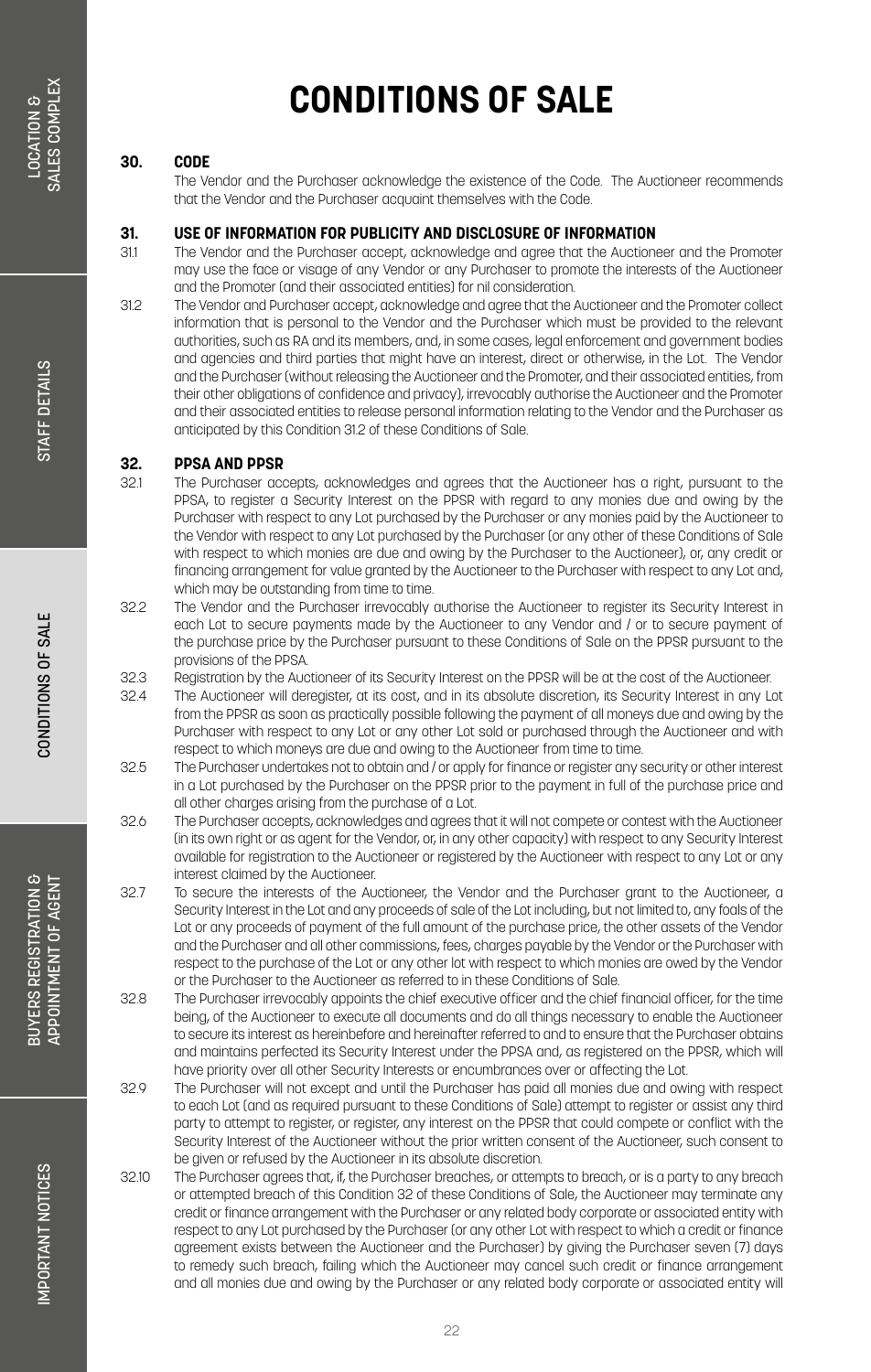# CONDITIONS OF SALE

## 30. CODE

The Vendor and the Purchaser acknowledge the existence of the Code. The Auctioneer recommends that the Vendor and the Purchaser acquaint themselves with the Code.

## 31. USE OF INFORMATION FOR PUBLICITY AND DISCLOSURE OF INFORMATION

31.1 The Vendor and the Purchaser accept, acknowledge and agree that the Auctioneer and the Promoter may use the face or visage of any Vendor or any Purchaser to promote the interests of the Auctioneer and the Promoter (and their associated entities) for nil consideration.

31.2 The Vendor and Purchaser accept, acknowledge and agree that the Auctioneer and the Promoter collect information that is personal to the Vendor and the Purchaser which must be provided to the relevant authorities, such as RA and its members, and, in some cases, legal enforcement and government bodies and agencies and third parties that might have an interest, direct or otherwise, in the Lot. The Vendor and the Purchaser (without releasing the Auctioneer and the Promoter, and their associated entities, from their other obligations of confidence and privacy), irrevocably authorise the Auctioneer and the Promoter and their associated entities to release personal information relating to the Vendor and the Purchaser as anticipated by this Condition 31.2 of these Conditions of Sale.

## 32. PPSA AND PPSR

32.1 The Purchaser accepts, acknowledges and agrees that the Auctioneer has a right, pursuant to the PPSA, to register a Security Interest on the PPSR with regard to any monies due and owing by the Purchaser with respect to any Lot purchased by the Purchaser or any monies paid by the Auctioneer to the Vendor with respect to any Lot purchased by the Purchaser (or any other of these Conditions of Sale with respect to which monies are due and owing by the Purchaser to the Auctioneer), or, any credit or financing arrangement for value granted by the Auctioneer to the Purchaser with respect to any Lot and, which may be outstanding from time to time.

32.2 The Vendor and the Purchaser irrevocably authorise the Auctioneer to register its Security Interest in each Lot to secure payments made by the Auctioneer to any Vendor and / or to secure payment of the purchase price by the Purchaser pursuant to these Conditions of Sale on the PPSR pursuant to the provisions of the PPSA.

32.3 Registration by the Auctioneer of its Security Interest on the PPSR will be at the cost of the Auctioneer.

32.4 The Auctioneer will deregister, at its cost, and in its absolute discretion, its Security Interest in any Lot from the PPSR as soon as practically possible following the payment of all moneys due and owing by the Purchaser with respect to any Lot or any other Lot sold or purchased through the Auctioneer and with respect to which moneys are due and owing to the Auctioneer from time to time.

32.5 The Purchaser undertakes not to obtain and / or apply for finance or register any security or other interest in a Lot purchased by the Purchaser on the PPSR prior to the payment in full of the purchase price and all other charges arising from the purchase of a Lot.

32.6 The Purchaser accepts, acknowledges and agrees that it will not compete or contest with the Auctioneer (in its own right or as agent for the Vendor, or, in any other capacity) with respect to any Security Interest available for registration to the Auctioneer or registered by the Auctioneer with respect to any Lot or any interest claimed by the Auctioneer.

32.7 To secure the interests of the Auctioneer, the Vendor and the Purchaser grant to the Auctioneer, a Security Interest in the Lot and any proceeds of sale of the Lot including, but not limited to, any foals of the Lot or any proceeds of payment of the full amount of the purchase price, the other assets of the Vendor and the Purchaser and all other commissions, fees, charges payable by the Vendor or the Purchaser with respect to the purchase of the Lot or any other lot with respect to which monies are owed by the Vendor or the Purchaser to the Auctioneer as referred to in these Conditions of Sale.

32.8 The Purchaser irrevocably appoints the chief executive officer and the chief financial officer, for the time being, of the Auctioneer to execute all documents and do all things necessary to enable the Auctioneer to secure its interest as hereinbefore and hereinafter referred to and to ensure that the Purchaser obtains and maintains perfected its Security Interest under the PPSA and, as registered on the PPSR, which will have priority over all other Security Interests or encumbrances over or affecting the Lot.

32.9 The Purchaser will not except and until the Purchaser has paid all monies due and owing with respect to each Lot (and as required pursuant to these Conditions of Sale) attempt to register or assist any third party to attempt to register, or register, any interest on the PPSR that could compete or conflict with the Security Interest of the Auctioneer without the prior written consent of the Auctioneer, such consent to be given or refused by the Auctioneer in its absolute discretion.

32.10 The Purchaser agrees that, if, the Purchaser breaches, or attempts to breach, or is a party to any breach or attempted breach of this Condition 32 of these Conditions of Sale, the Auctioneer may terminate any credit or finance arrangement with the Purchaser or any related body corporate or associated entity with respect to any Lot purchased by the Purchaser (or any other Lot with respect to which a credit or finance agreement exists between the Auctioneer and the Purchaser) by giving the Purchaser seven (7) days to remedy such breach, failing which the Auctioneer may cancel such credit or finance arrangement and all monies due and owing by the Purchaser or any related body corporate or associated entity will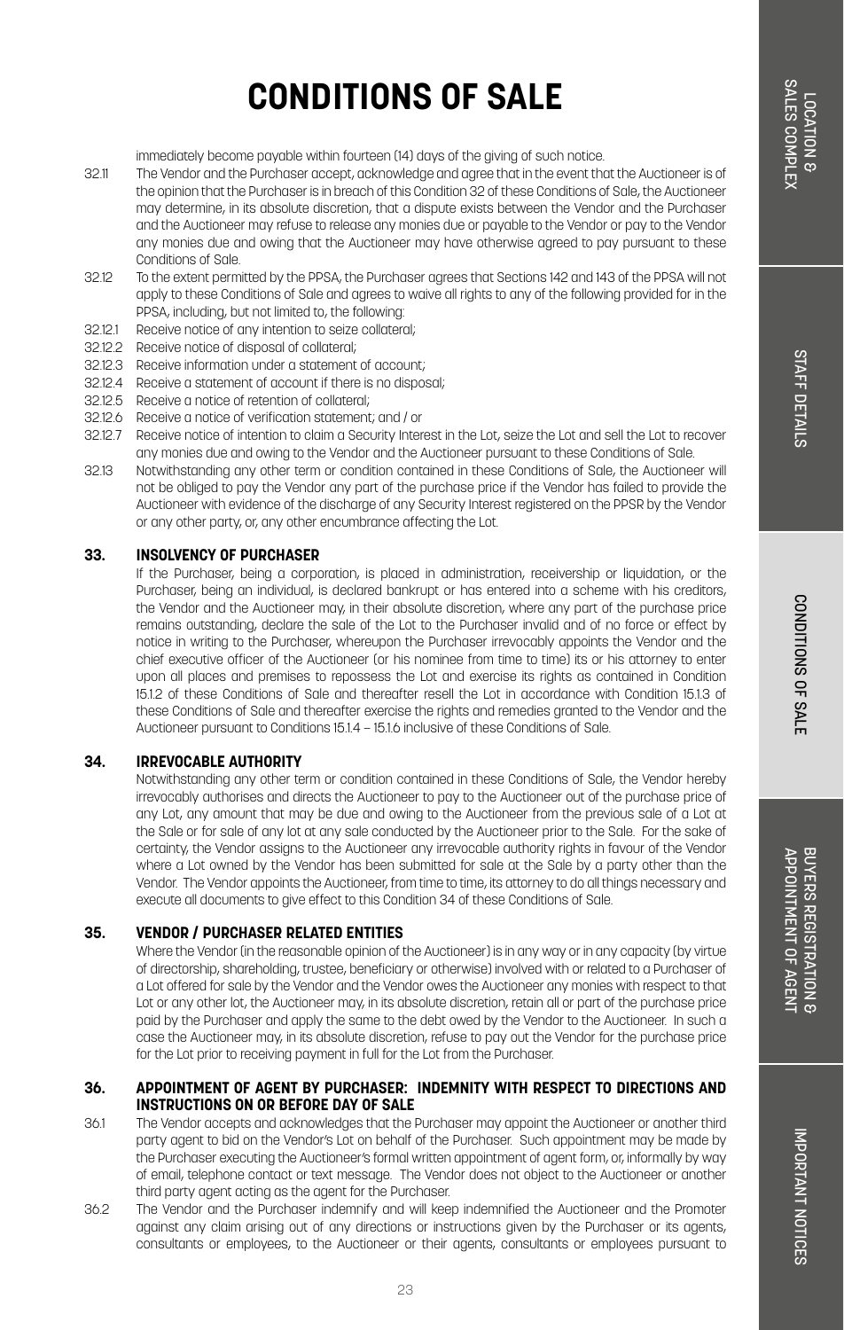# CONDITIONS OF SALE

immediately become payable within fourteen (14) days of the giving of such notice.

32.11 The Vendor and the Purchaser accept, acknowledge and agree that in the event that the Auctioneer is of the opinion that the Purchaser is in breach of this Condition 32 of these Conditions of Sale, the Auctioneer may determine, in its absolute discretion, that a dispute exists between the Vendor and the Purchaser and the Auctioneer may refuse to release any monies due or payable to the Vendor or pay to the Vendor any monies due and owing that the Auctioneer may have otherwise agreed to pay pursuant to these Conditions of Sale.

32.12 To the extent permitted by the PPSA, the Purchaser agrees that Sections 142 and 143 of the PPSA will not apply to these Conditions of Sale and agrees to waive all rights to any of the following provided for in the PPSA, including, but not limited to, the following:

32.12.1 Receive notice of any intention to seize collateral;

32.12.2 Receive notice of disposal of collateral;

32.12.3 Receive information under a statement of account;

32.12.4 Receive a statement of account if there is no disposal;

32.12.5 Receive a notice of retention of collateral;

32.12.6 Receive a notice of verification statement; and / or

32.12.7 Receive notice of intention to claim a Security Interest in the Lot, seize the Lot and sell the Lot to recover any monies due and owing to the Vendor and the Auctioneer pursuant to these Conditions of Sale.

32.13 Notwithstanding any other term or condition contained in these Conditions of Sale, the Auctioneer will not be obliged to pay the Vendor any part of the purchase price if the Vendor has failed to provide the Auctioneer with evidence of the discharge of any Security Interest registered on the PPSR by the Vendor or any other party, or, any other encumbrance affecting the Lot.

### 33. INSOLVENCY OF PURCHASER

If the Purchaser, being a corporation, is placed in administration, receivership or liquidation, or the Purchaser, being an individual, is declared bankrupt or has entered into a scheme with his creditors, the Vendor and the Auctioneer may, in their absolute discretion, where any part of the purchase price remains outstanding, declare the sale of the Lot to the Purchaser invalid and of no force or effect by notice in writing to the Purchaser, whereupon the Purchaser irrevocably appoints the Vendor and the chief executive officer of the Auctioneer (or his nominee from time to time) its or his attorney to enter upon all places and premises to repossess the Lot and exercise its rights as contained in Condition 15.1.2 of these Conditions of Sale and thereafter resell the Lot in accordance with Condition 15.1.3 of these Conditions of Sale and thereafter exercise the rights and remedies granted to the Vendor and the Auctioneer pursuant to Conditions 15.1.4 – 15.1.6 inclusive of these Conditions of Sale.

### 34. IRREVOCABLE AUTHORITY

Notwithstanding any other term or condition contained in these Conditions of Sale, the Vendor hereby irrevocably authorises and directs the Auctioneer to pay to the Auctioneer out of the purchase price of any Lot, any amount that may be due and owing to the Auctioneer from the previous sale of a Lot at the Sale or for sale of any lot at any sale conducted by the Auctioneer prior to the Sale. For the sake of certainty, the Vendor assigns to the Auctioneer any irrevocable authority rights in favour of the Vendor where a Lot owned by the Vendor has been submitted for sale at the Sale by a party other than the Vendor. The Vendor appoints the Auctioneer, from time to time, its attorney to do all things necessary and execute all documents to give effect to this Condition 34 of these Conditions of Sale.

### 35. VENDOR / PURCHASER RELATED ENTITIES

Where the Vendor (in the reasonable opinion of the Auctioneer) is in any way or in any capacity (by virtue of directorship, shareholding, trustee, beneficiary or otherwise) involved with or related to a Purchaser of a Lot offered for sale by the Vendor and the Vendor owes the Auctioneer any monies with respect to that Lot or any other lot, the Auctioneer may, in its absolute discretion, retain all or part of the purchase price paid by the Purchaser and apply the same to the debt owed by the Vendor to the Auctioneer. In such a case the Auctioneer may, in its absolute discretion, refuse to pay out the Vendor for the purchase price for the Lot prior to receiving payment in full for the Lot from the Purchaser.

### 36. APPOINTMENT OF AGENT BY PURCHASER: INDEMNITY WITH RESPECT TO DIRECTIONS AND INSTRUCTIONS ON OR BEFORE DAY OF SALE

36.1 The Vendor accepts and acknowledges that the Purchaser may appoint the Auctioneer or another third party agent to bid on the Vendor's Lot on behalf of the Purchaser. Such appointment may be made by the Purchaser executing the Auctioneer's formal written appointment of agent form, or, informally by way of email, telephone contact or text message. The Vendor does not object to the Auctioneer or another third party agent acting as the agent for the Purchaser.

36.2 The Vendor and the Purchaser indemnify and will keep indemnified the Auctioneer and the Promoter against any claim arising out of any directions or instructions given by the Purchaser or its agents, consultants or employees, to the Auctioneer or their agents, consultants or employees pursuant to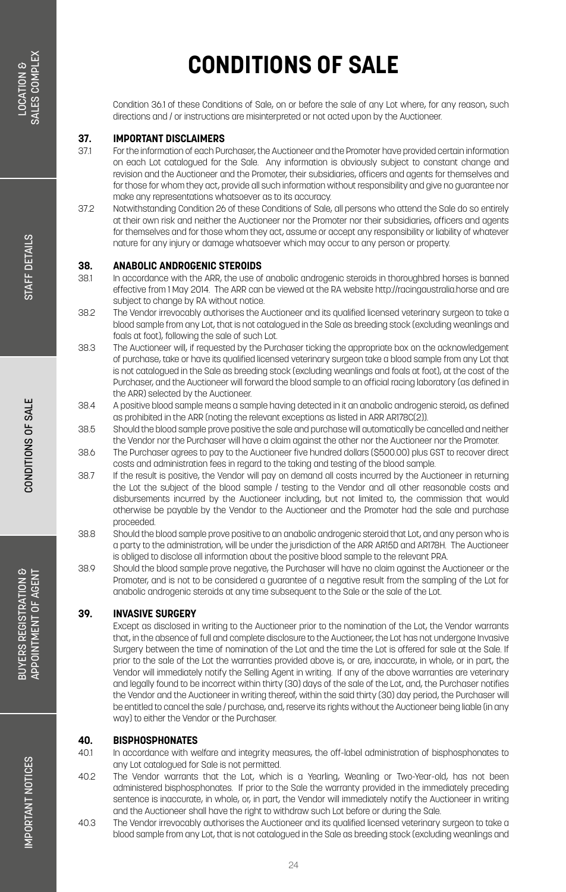# CONDITIONS OF SALE

Condition 36.1 of these Conditions of Sale, on or before the sale of any Lot where, for any reason, such directions and / or instructions are misinterpreted or not acted upon by the Auctioneer.

## 37. IMPORTANT DISCLAIMERS

37.1 For the information of each Purchaser, the Auctioneer and the Promoter have provided certain information on each Lot catalogued for the Sale. Any information is obviously subject to constant change and revision and the Auctioneer and the Promoter, their subsidiaries, officers and agents for themselves and for those for whom they act, provide all such information without responsibility and give no guarantee nor make any representations whatsoever as to its accuracy.

37.2 Notwithstanding Condition 26 of these Conditions of Sale, all persons who attend the Sale do so entirely at their own risk and neither the Auctioneer nor the Promoter nor their subsidiaries, officers and agents for themselves and for those whom they act, assume or accept any responsibility or liability of whatever nature for any injury or damage whatsoever which may occur to any person or property.

## 38. ANABOLIC ANDROGENIC STEROIDS

38.1 In accordance with the ARR, the use of anabolic androgenic steroids in thoroughbred horses is banned effective from 1 May 2014. The ARR can be viewed at the RA website http://racingaustralia.horse and are subject to change by RA without notice.

38.2 The Vendor irrevocably authorises the Auctioneer and its qualified licensed veterinary surgeon to take a blood sample from any Lot, that is not catalogued in the Sale as breeding stock (excluding weanlings and foals at foot), following the sale of such Lot.

38.3 The Auctioneer will, if requested by the Purchaser ticking the appropriate box on the acknowledgement of purchase, take or have its qualified licensed veterinary surgeon take a blood sample from any Lot that is not catalogued in the Sale as breeding stock (excluding weanlings and foals at foot), at the cost of the Purchaser, and the Auctioneer will forward the blood sample to an official racing laboratory (as defined in the ARR) selected by the Auctioneer.

38.4 A positive blood sample means a sample having detected in it an anabolic androgenic steroid, as defined as prohibited in the ARR (noting the relevant exceptions as listed in ARR AR178C(2)).

38.5 Should the blood sample prove positive the sale and purchase will automatically be cancelled and neither the Vendor nor the Purchaser will have a claim against the other nor the Auctioneer nor the Promoter.

38.6 The Purchaser agrees to pay to the Auctioneer five hundred dollars ($500.00) plus GST to recover direct costs and administration fees in regard to the taking and testing of the blood sample.

38.7 If the result is positive, the Vendor will pay on demand all costs incurred by the Auctioneer in returning the Lot the subject of the blood sample / testing to the Vendor and all other reasonable costs and disbursements incurred by the Auctioneer including, but not limited to, the commission that would otherwise be payable by the Vendor to the Auctioneer and the Promoter had the sale and purchase proceeded.

38.8 Should the blood sample prove positive to an anabolic androgenic steroid that Lot, and any person who is a party to the administration, will be under the jurisdiction of the ARR AR15D and AR178H. The Auctioneer is obliged to disclose all information about the positive blood sample to the relevant PRA.

38.9 Should the blood sample prove negative, the Purchaser will have no claim against the Auctioneer or the Promoter, and is not to be considered a guarantee of a negative result from the sampling of the Lot for anabolic androgenic steroids at any time subsequent to the Sale or the sale of the Lot.

## 39. INVASIVE SURGERY

Except as disclosed in writing to the Auctioneer prior to the nomination of the Lot, the Vendor warrants that, in the absence of full and complete disclosure to the Auctioneer, the Lot has not undergone Invasive Surgery between the time of nomination of the Lot and the time the Lot is offered for sale at the Sale. If prior to the sale of the Lot the warranties provided above is, or are, inaccurate, in whole, or in part, the Vendor will immediately notify the Selling Agent in writing. If any of the above warranties are veterinary and legally found to be incorrect within thirty (30) days of the sale of the Lot, and, the Purchaser notifies the Vendor and the Auctioneer in writing thereof, within the said thirty (30) day period, the Purchaser will be entitled to cancel the sale / purchase, and, reserve its rights without the Auctioneer being liable (in any way) to either the Vendor or the Purchaser.

## 40. BISPHOSPHONATES

40.1 In accordance with welfare and integrity measures, the off-label administration of bisphosphonates to any Lot catalogued for Sale is not permitted.

40.2 The Vendor warrants that the Lot, which is a Yearling, Weanling or Two-Year-old, has not been administered bisphosphonates. If prior to the Sale the warranty provided in the immediately preceding sentence is inaccurate, in whole, or, in part, the Vendor will immediately notify the Auctioneer in writing and the Auctioneer shall have the right to withdraw such Lot before or during the Sale.

40.3 The Vendor irrevocably authorises the Auctioneer and its qualified licensed veterinary surgeon to take a blood sample from any Lot, that is not catalogued in the Sale as breeding stock (excluding weanlings and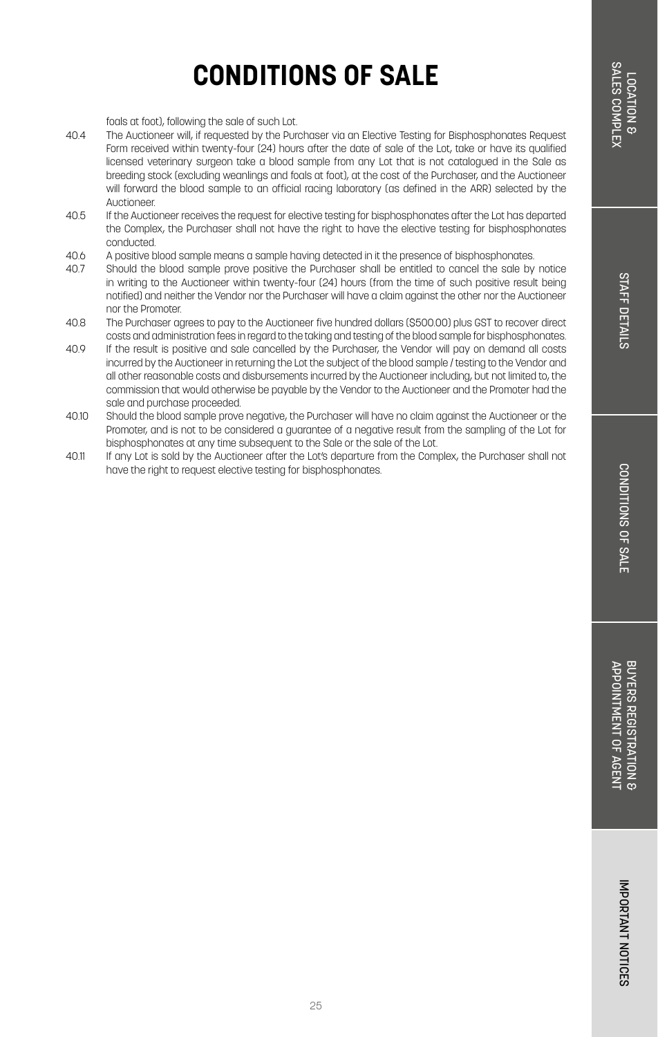# CONDITIONS OF SALE

foals at foot), following the sale of such Lot.

40.4 The Auctioneer will, if requested by the Purchaser via an Elective Testing for Bisphosphonates Request Form received within twenty-four (24) hours after the date of sale of the Lot, take or have its qualified licensed veterinary surgeon take a blood sample from any Lot that is not catalogued in the Sale as breeding stock (excluding weanlings and foals at foot), at the cost of the Purchaser, and the Auctioneer will forward the blood sample to an official racing laboratory (as defined in the ARR) selected by the Auctioneer.

40.5 If the Auctioneer receives the request for elective testing for bisphosphonates after the Lot has departed the Complex, the Purchaser shall not have the right to have the elective testing for bisphosphonates conducted.

40.6 A positive blood sample means a sample having detected in it the presence of bisphosphonates.

40.7 Should the blood sample prove positive the Purchaser shall be entitled to cancel the sale by notice in writing to the Auctioneer within twenty-four (24) hours (from the time of such positive result being notified) and neither the Vendor nor the Purchaser will have a claim against the other nor the Auctioneer nor the Promoter.

40.8 The Purchaser agrees to pay to the Auctioneer five hundred dollars ($500.00) plus GST to recover direct costs and administration fees in regard to the taking and testing of the blood sample for bisphosphonates.

40.9 If the result is positive and sale cancelled by the Purchaser, the Vendor will pay on demand all costs incurred by the Auctioneer in returning the Lot the subject of the blood sample / testing to the Vendor and all other reasonable costs and disbursements incurred by the Auctioneer including, but not limited to, the commission that would otherwise be payable by the Vendor to the Auctioneer and the Promoter had the sale and purchase proceeded.

40.10 Should the blood sample prove negative, the Purchaser will have no claim against the Auctioneer or the Promoter, and is not to be considered a guarantee of a negative result from the sampling of the Lot for bisphosphonates at any time subsequent to the Sale or the sale of the Lot.

40.11 If any Lot is sold by the Auctioneer after the Lot's departure from the Complex, the Purchaser shall not have the right to request elective testing for bisphosphonates.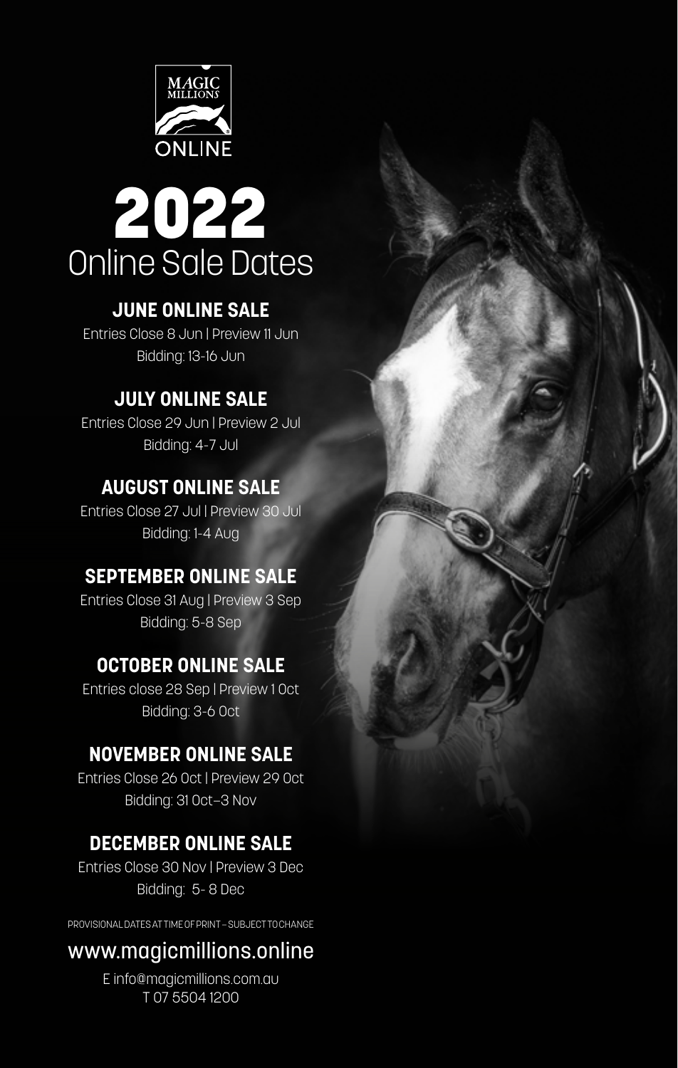MAGIC MILLIONS ONLINE

# 2022
## Online Sale Dates

### JUNE ONLINE SALE
Entries Close 8 Jun | Preview 11 Jun
Bidding: 13-16 Jun

### JULY ONLINE SALE
Entries Close 29 Jun | Preview 2 Jul
Bidding: 4-7 Jul

### AUGUST ONLINE SALE
Entries Close 27 Jul | Preview 30 Jul
Bidding: 1-4 Aug

### SEPTEMBER ONLINE SALE
Entries Close 31 Aug | Preview 3 Sep
Bidding: 5-8 Sep

### OCTOBER ONLINE SALE
Entries close 28 Sep | Preview 1 Oct
Bidding: 3-6 Oct

### NOVEMBER ONLINE SALE
Entries Close 26 Oct | Preview 29 Oct
Bidding: 31 Oct–3 Nov

### DECEMBER ONLINE SALE
Entries Close 30 Nov | Preview 3 Dec
Bidding: 5- 8 Dec

PROVISIONAL DATES AT TIME OF PRINT – SUBJECT TO CHANGE

www.magicmillions.online

E info@magicmillions.com.au
T 07 5504 1200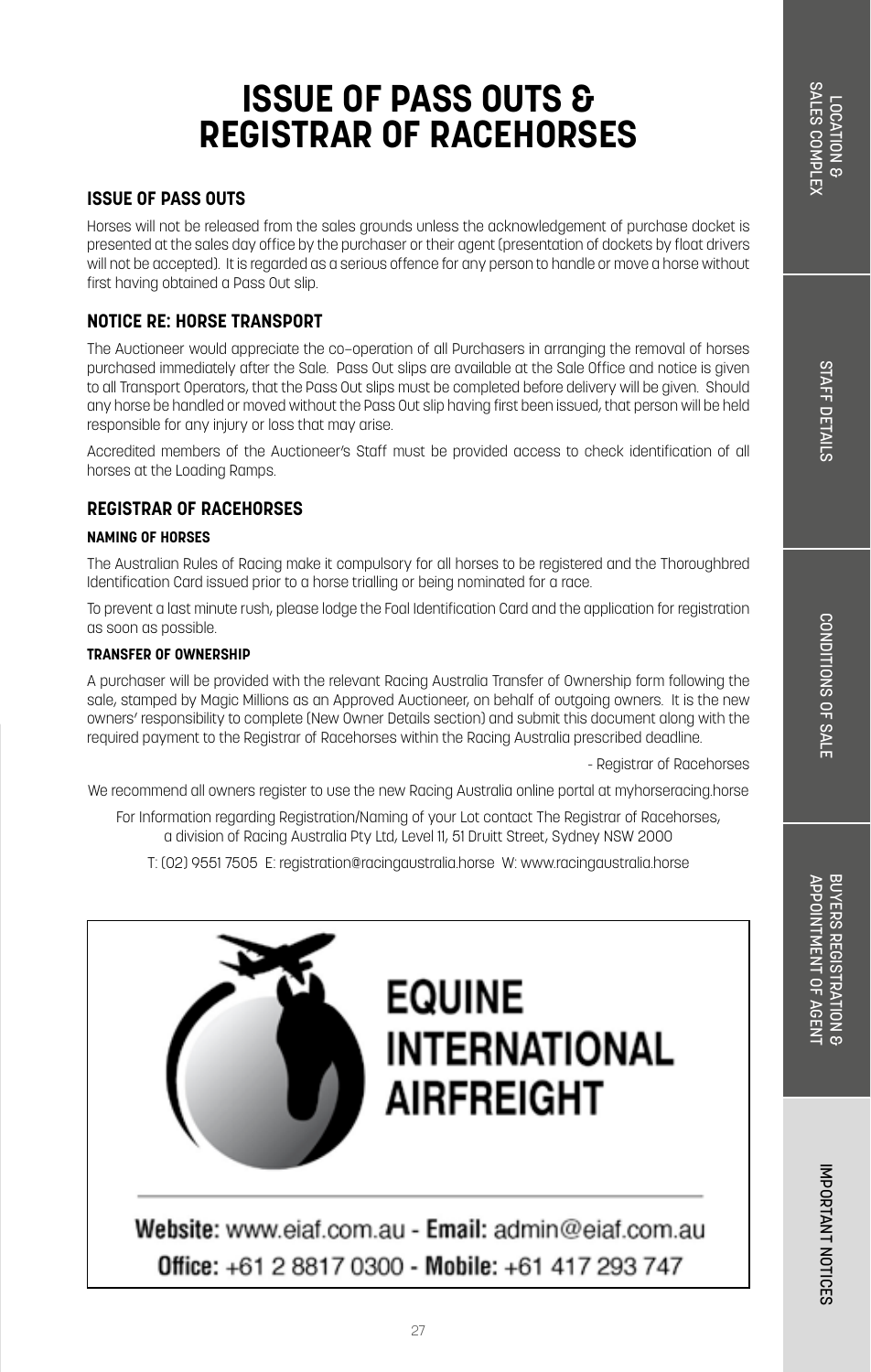# ISSUE OF PASS OUTS & REGISTRAR OF RACEHORSES

## ISSUE OF PASS OUTS

Horses will not be released from the sales grounds unless the acknowledgement of purchase docket is presented at the sales day office by the purchaser or their agent (presentation of dockets by float drivers will not be accepted). It is regarded as a serious offence for any person to handle or move a horse without first having obtained a Pass Out slip.

## NOTICE RE: HORSE TRANSPORT

The Auctioneer would appreciate the co-operation of all Purchasers in arranging the removal of horses purchased immediately after the Sale. Pass Out slips are available at the Sale Office and notice is given to all Transport Operators, that the Pass Out slips must be completed before delivery will be given. Should any horse be handled or moved without the Pass Out slip having first been issued, that person will be held responsible for any injury or loss that may arise.

Accredited members of the Auctioneer's Staff must be provided access to check identification of all horses at the Loading Ramps.

## REGISTRAR OF RACEHORSES

### NAMING OF HORSES

The Australian Rules of Racing make it compulsory for all horses to be registered and the Thoroughbred Identification Card issued prior to a horse trialling or being nominated for a race.

To prevent a last minute rush, please lodge the Foal Identification Card and the application for registration as soon as possible.

### TRANSFER OF OWNERSHIP

A purchaser will be provided with the relevant Racing Australia Transfer of Ownership form following the sale, stamped by Magic Millions as an Approved Auctioneer, on behalf of outgoing owners. It is the new owners' responsibility to complete (New Owner Details section) and submit this document along with the required payment to the Registrar of Racehorses within the Racing Australia prescribed deadline.

- Registrar of Racehorses

We recommend all owners register to use the new Racing Australia online portal at myhorseracing.horse

For Information regarding Registration/Naming of your Lot contact The Registrar of Racehorses, a division of Racing Australia Pty Ltd, Level 11, 51 Druitt Street, Sydney NSW 2000

T: (02) 9551 7505 E: registration@racingaustralia.horse W: www.racingaustralia.horse

**EQUINE INTERNATIONAL AIRFREIGHT**

**Website:** www.eiaf.com.au - **Email:** admin@eiaf.com.au
**Office:** +61 2 8817 0300 - **Mobile:** +61 417 293 747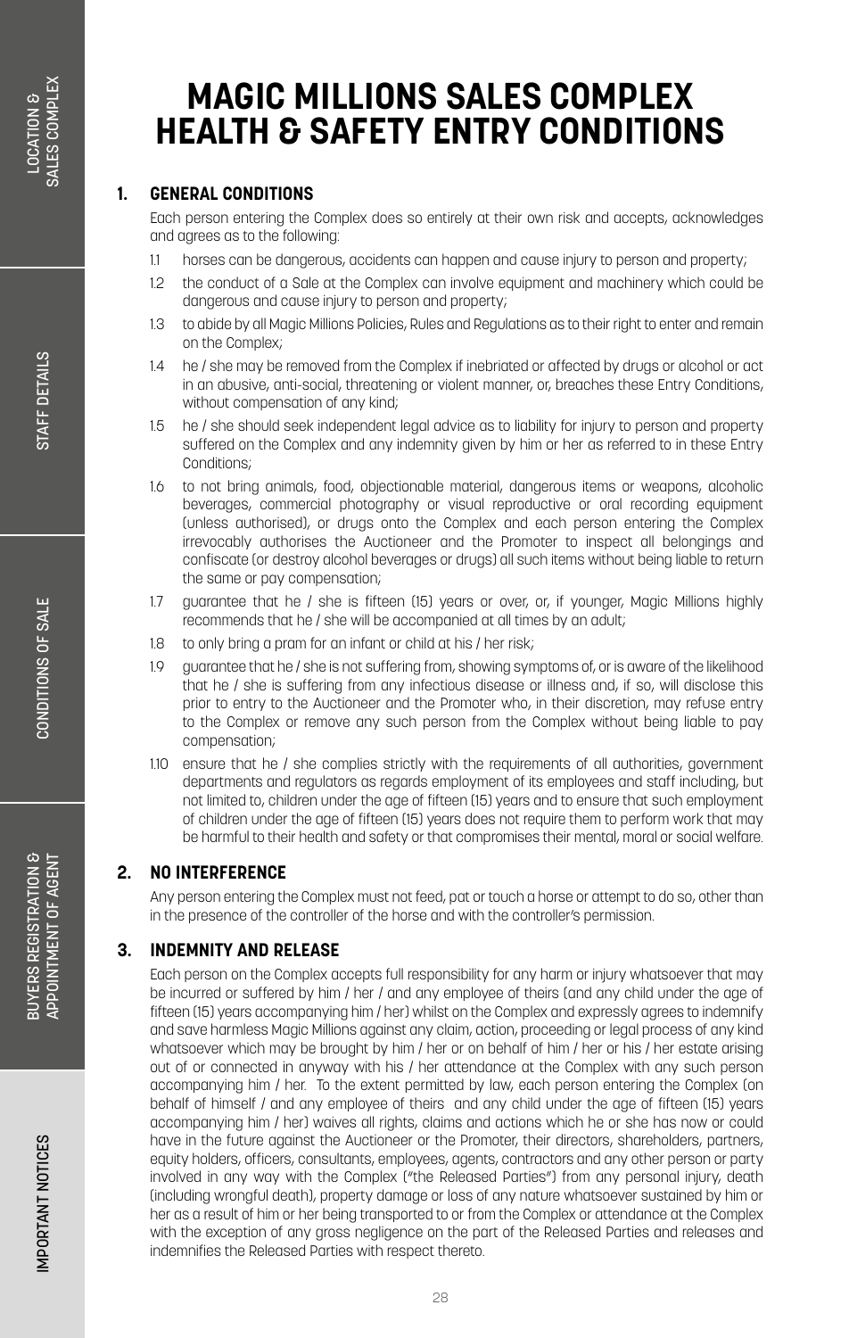# MAGIC MILLIONS SALES COMPLEX HEALTH & SAFETY ENTRY CONDITIONS

## 1. GENERAL CONDITIONS

Each person entering the Complex does so entirely at their own risk and accepts, acknowledges and agrees as to the following:

1.1 horses can be dangerous, accidents can happen and cause injury to person and property;

1.2 the conduct of a Sale at the Complex can involve equipment and machinery which could be dangerous and cause injury to person and property;

1.3 to abide by all Magic Millions Policies, Rules and Regulations as to their right to enter and remain on the Complex;

1.4 he / she may be removed from the Complex if inebriated or affected by drugs or alcohol or act in an abusive, anti-social, threatening or violent manner, or, breaches these Entry Conditions, without compensation of any kind;

1.5 he / she should seek independent legal advice as to liability for injury to person and property suffered on the Complex and any indemnity given by him or her as referred to in these Entry Conditions;

1.6 to not bring animals, food, objectionable material, dangerous items or weapons, alcoholic beverages, commercial photography or visual reproductive or oral recording equipment (unless authorised), or drugs onto the Complex and each person entering the Complex irrevocably authorises the Auctioneer and the Promoter to inspect all belongings and confiscate (or destroy alcohol beverages or drugs) all such items without being liable to return the same or pay compensation;

1.7 guarantee that he / she is fifteen (15) years or over, or, if younger, Magic Millions highly recommends that he / she will be accompanied at all times by an adult;

1.8 to only bring a pram for an infant or child at his / her risk;

1.9 guarantee that he / she is not suffering from, showing symptoms of, or is aware of the likelihood that he / she is suffering from any infectious disease or illness and, if so, will disclose this prior to entry to the Auctioneer and the Promoter who, in their discretion, may refuse entry to the Complex or remove any such person from the Complex without being liable to pay compensation;

1.10 ensure that he / she complies strictly with the requirements of all authorities, government departments and regulators as regards employment of its employees and staff including, but not limited to, children under the age of fifteen (15) years and to ensure that such employment of children under the age of fifteen (15) years does not require them to perform work that may be harmful to their health and safety or that compromises their mental, moral or social welfare.

## 2. NO INTERFERENCE

Any person entering the Complex must not feed, pat or touch a horse or attempt to do so, other than in the presence of the controller of the horse and with the controller's permission.

## 3. INDEMNITY AND RELEASE

Each person on the Complex accepts full responsibility for any harm or injury whatsoever that may be incurred or suffered by him / her / and any employee of theirs (and any child under the age of fifteen (15) years accompanying him / her) whilst on the Complex and expressly agrees to indemnify and save harmless Magic Millions against any claim, action, proceeding or legal process of any kind whatsoever which may be brought by him / her or on behalf of him / her or his / her estate arising out of or connected in anyway with his / her attendance at the Complex with any such person accompanying him / her. To the extent permitted by law, each person entering the Complex (on behalf of himself / and any employee of theirs and any child under the age of fifteen (15) years accompanying him / her) waives all rights, claims and actions which he or she has now or could have in the future against the Auctioneer or the Promoter, their directors, shareholders, partners, equity holders, officers, consultants, employees, agents, contractors and any other person or party involved in any way with the Complex ("the Released Parties") from any personal injury, death (including wrongful death), property damage or loss of any nature whatsoever sustained by him or her as a result of him or her being transported to or from the Complex or attendance at the Complex with the exception of any gross negligence on the part of the Released Parties and releases and indemnifies the Released Parties with respect thereto.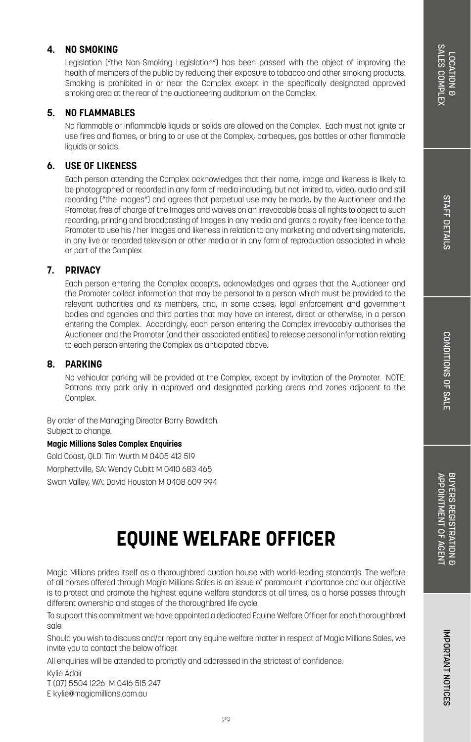### 4. NO SMOKING

Legislation ("the Non-Smoking Legislation") has been passed with the object of improving the health of members of the public by reducing their exposure to tobacco and other smoking products. Smoking is prohibited in or near the Complex except in the specifically designated approved smoking area at the rear of the auctioneering auditorium on the Complex.

### 5. NO FLAMMABLES

No flammable or inflammable liquids or solids are allowed on the Complex. Each must not ignite or use fires and flames, or bring to or use at the Complex, barbeques, gas bottles or other flammable liquids or solids.

### 6. USE OF LIKENESS

Each person attending the Complex acknowledges that their name, image and likeness is likely to be photographed or recorded in any form of media including, but not limited to, video, audio and still recording ("the Images") and agrees that perpetual use may be made, by the Auctioneer and the Promoter, free of charge of the Images and waives on an irrevocable basis all rights to object to such recording, printing and broadcasting of Images in any media and grants a royalty free licence to the Promoter to use his / her Images and likeness in relation to any marketing and advertising materials, in any live or recorded television or other media or in any form of reproduction associated in whole or part of the Complex.

### 7. PRIVACY

Each person entering the Complex accepts, acknowledges and agrees that the Auctioneer and the Promoter collect information that may be personal to a person which must be provided to the relevant authorities and its members, and, in some cases, legal enforcement and government bodies and agencies and third parties that may have an interest, direct or otherwise, in a person entering the Complex. Accordingly, each person entering the Complex irrevocably authorises the Auctioneer and the Promoter (and their associated entities) to release personal information relating to each person entering the Complex as anticipated above.

### 8. PARKING

No vehicular parking will be provided at the Complex, except by invitation of the Promoter. NOTE: Patrons may park only in approved and designated parking areas and zones adjacent to the Complex.

By order of the Managing Director Barry Bowditch.
Subject to change.

**Magic Millions Sales Complex Enquiries**

Gold Coast, QLD: Tim Wurth M 0405 412 519

Morphettville, SA: Wendy Cubitt M 0410 683 465

Swan Valley, WA: David Houston M 0408 609 994

# EQUINE WELFARE OFFICER

Magic Millions prides itself as a thoroughbred auction house with world-leading standards. The welfare of all horses offered through Magic Millions Sales is an issue of paramount importance and our objective is to protect and promote the highest equine welfare standards at all times, as a horse passes through different ownership and stages of the thoroughbred life cycle.

To support this commitment we have appointed a dedicated Equine Welfare Officer for each thoroughbred sale.

Should you wish to discuss and/or report any equine welfare matter in respect of Magic Millions Sales, we invite you to contact the below officer.

All enquiries will be attended to promptly and addressed in the strictest of confidence.

Kylie Adair
T (07) 5504 1226 M 0416 515 247
E kylie@magicmillions.com.au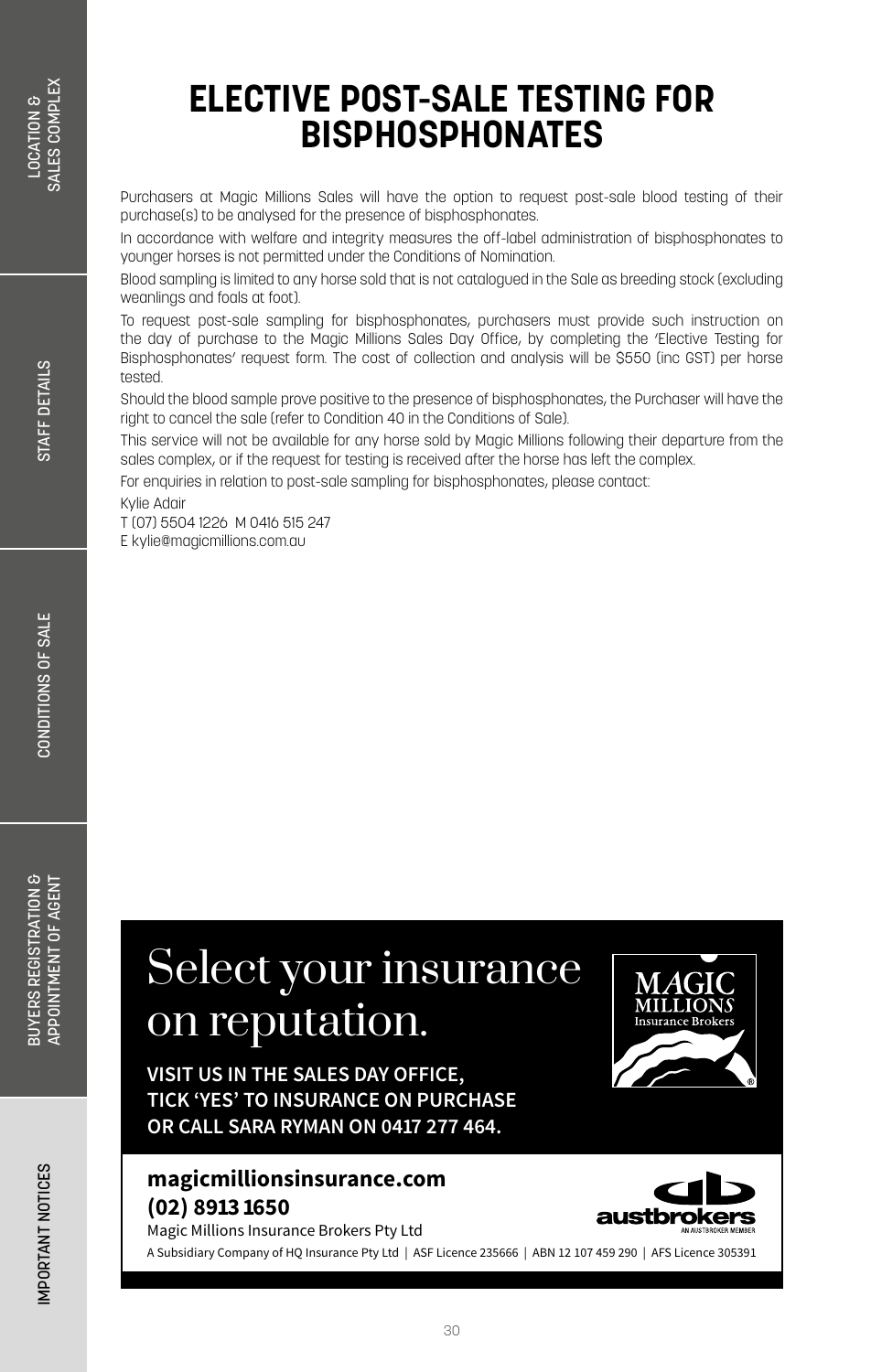# ELECTIVE POST-SALE TESTING FOR BISPHOSPHONATES

Purchasers at Magic Millions Sales will have the option to request post-sale blood testing of their purchase(s) to be analysed for the presence of bisphosphonates.

In accordance with welfare and integrity measures the off-label administration of bisphosphonates to younger horses is not permitted under the Conditions of Nomination.

Blood sampling is limited to any horse sold that is not catalogued in the Sale as breeding stock (excluding weanlings and foals at foot).

To request post-sale sampling for bisphosphonates, purchasers must provide such instruction on the day of purchase to the Magic Millions Sales Day Office, by completing the 'Elective Testing for Bisphosphonates' request form. The cost of collection and analysis will be $550 (inc GST) per horse tested.

Should the blood sample prove positive to the presence of bisphosphonates, the Purchaser will have the right to cancel the sale (refer to Condition 40 in the Conditions of Sale).

This service will not be available for any horse sold by Magic Millions following their departure from the sales complex, or if the request for testing is received after the horse has left the complex.

For enquiries in relation to post-sale sampling for bisphosphonates, please contact:

Kylie Adair
T (07) 5504 1226 M 0416 515 247
E kylie@magicmillions.com.au

Select your insurance on reputation.

**VISIT US IN THE SALES DAY OFFICE, TICK 'YES' TO INSURANCE ON PURCHASE OR CALL SARA RYMAN ON 0417 277 464.**

MAGIC MILLIONS Insurance Brokers

**magicmillionsinsurance.com**
**(02) 8913 1650**

Magic Millions Insurance Brokers Pty Ltd

austbrokers AN AUSTBROKER MEMBER

A Subsidiary Company of HQ Insurance Pty Ltd | ASF Licence 235666 | ABN 12 107 459 290 | AFS Licence 305391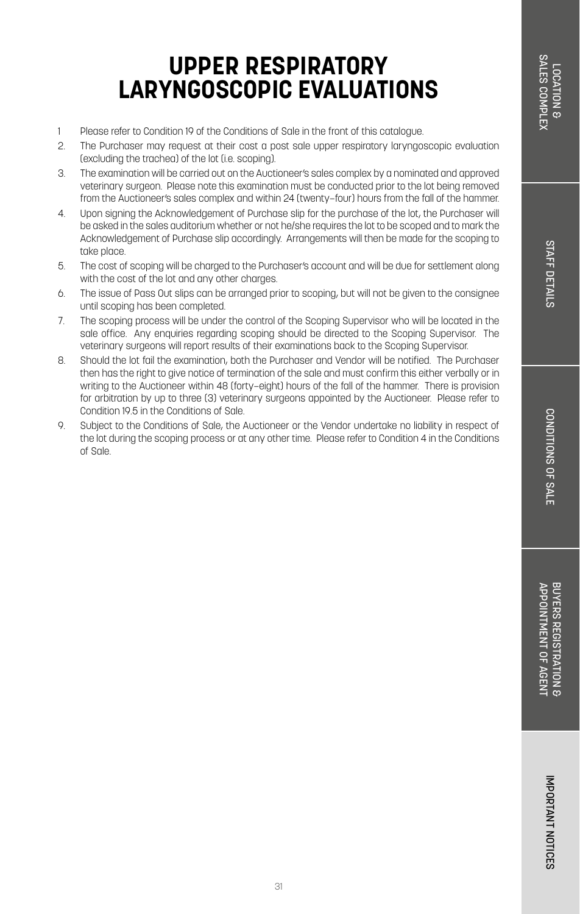# UPPER RESPIRATORY LARYNGOSCOPIC EVALUATIONS

1. Please refer to Condition 19 of the Conditions of Sale in the front of this catalogue.
2. The Purchaser may request at their cost a post sale upper respiratory laryngoscopic evaluation (excluding the trachea) of the lot (i.e. scoping).
3. The examination will be carried out on the Auctioneer's sales complex by a nominated and approved veterinary surgeon. Please note this examination must be conducted prior to the lot being removed from the Auctioneer's sales complex and within 24 (twenty–four) hours from the fall of the hammer.
4. Upon signing the Acknowledgement of Purchase slip for the purchase of the lot, the Purchaser will be asked in the sales auditorium whether or not he/she requires the lot to be scoped and to mark the Acknowledgement of Purchase slip accordingly. Arrangements will then be made for the scoping to take place.
5. The cost of scoping will be charged to the Purchaser's account and will be due for settlement along with the cost of the lot and any other charges.
6. The issue of Pass Out slips can be arranged prior to scoping, but will not be given to the consignee until scoping has been completed.
7. The scoping process will be under the control of the Scoping Supervisor who will be located in the sale office. Any enquiries regarding scoping should be directed to the Scoping Supervisor. The veterinary surgeons will report results of their examinations back to the Scoping Supervisor.
8. Should the lot fail the examination, both the Purchaser and Vendor will be notified. The Purchaser then has the right to give notice of termination of the sale and must confirm this either verbally or in writing to the Auctioneer within 48 (forty–eight) hours of the fall of the hammer. There is provision for arbitration by up to three (3) veterinary surgeons appointed by the Auctioneer. Please refer to Condition 19.5 in the Conditions of Sale.
9. Subject to the Conditions of Sale, the Auctioneer or the Vendor undertake no liability in respect of the lot during the scoping process or at any other time. Please refer to Condition 4 in the Conditions of Sale.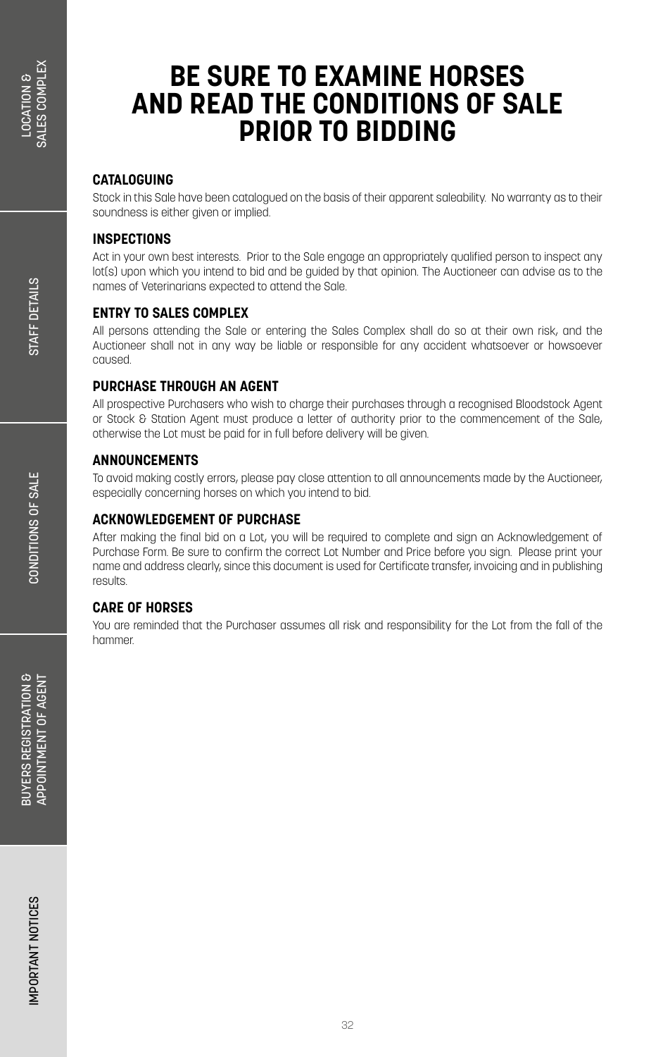# BE SURE TO EXAMINE HORSES AND READ THE CONDITIONS OF SALE PRIOR TO BIDDING

### CATALOGUING

Stock in this Sale have been catalogued on the basis of their apparent saleability. No warranty as to their soundness is either given or implied.

### INSPECTIONS

Act in your own best interests. Prior to the Sale engage an appropriately qualified person to inspect any lot(s) upon which you intend to bid and be guided by that opinion. The Auctioneer can advise as to the names of Veterinarians expected to attend the Sale.

### ENTRY TO SALES COMPLEX

All persons attending the Sale or entering the Sales Complex shall do so at their own risk, and the Auctioneer shall not in any way be liable or responsible for any accident whatsoever or howsoever caused.

### PURCHASE THROUGH AN AGENT

All prospective Purchasers who wish to charge their purchases through a recognised Bloodstock Agent or Stock & Station Agent must produce a letter of authority prior to the commencement of the Sale, otherwise the Lot must be paid for in full before delivery will be given.

### ANNOUNCEMENTS

To avoid making costly errors, please pay close attention to all announcements made by the Auctioneer, especially concerning horses on which you intend to bid.

### ACKNOWLEDGEMENT OF PURCHASE

After making the final bid on a Lot, you will be required to complete and sign an Acknowledgement of Purchase Form. Be sure to confirm the correct Lot Number and Price before you sign. Please print your name and address clearly, since this document is used for Certificate transfer, invoicing and in publishing results.

### CARE OF HORSES

You are reminded that the Purchaser assumes all risk and responsibility for the Lot from the fall of the hammer.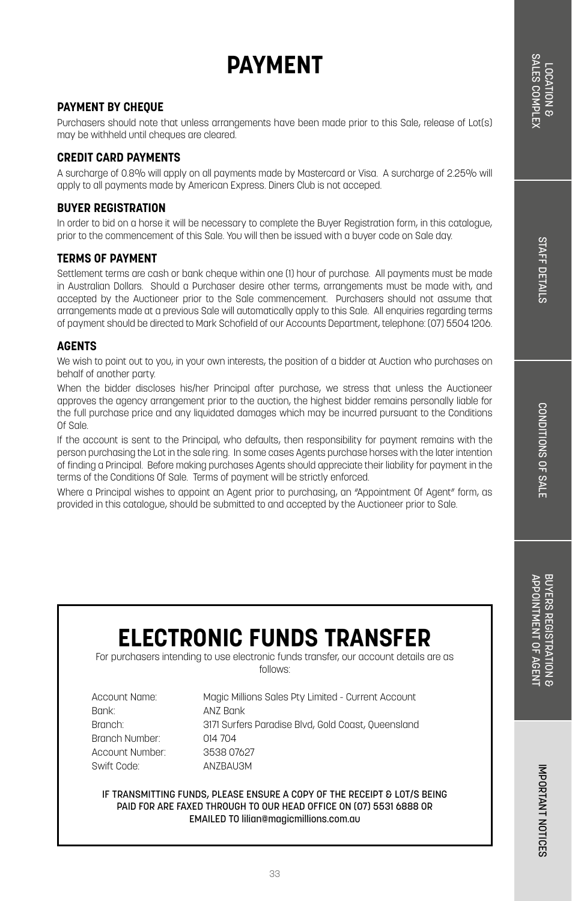# PAYMENT

## PAYMENT BY CHEQUE

Purchasers should note that unless arrangements have been made prior to this Sale, release of Lot(s) may be withheld until cheques are cleared.

## CREDIT CARD PAYMENTS

A surcharge of 0.8% will apply on all payments made by Mastercard or Visa. A surcharge of 2.25% will apply to all payments made by American Express. Diners Club is not acceped.

## BUYER REGISTRATION

In order to bid on a horse it will be necessary to complete the Buyer Registration form, in this catalogue, prior to the commencement of this Sale. You will then be issued with a buyer code on Sale day.

## TERMS OF PAYMENT

Settlement terms are cash or bank cheque within one (1) hour of purchase. All payments must be made in Australian Dollars. Should a Purchaser desire other terms, arrangements must be made with, and accepted by the Auctioneer prior to the Sale commencement. Purchasers should not assume that arrangements made at a previous Sale will automatically apply to this Sale. All enquiries regarding terms of payment should be directed to Mark Schofield of our Accounts Department, telephone: (07) 5504 1206.

## AGENTS

We wish to point out to you, in your own interests, the position of a bidder at Auction who purchases on behalf of another party.

When the bidder discloses his/her Principal after purchase, we stress that unless the Auctioneer approves the agency arrangement prior to the auction, the highest bidder remains personally liable for the full purchase price and any liquidated damages which may be incurred pursuant to the Conditions Of Sale.

If the account is sent to the Principal, who defaults, then responsibility for payment remains with the person purchasing the Lot in the sale ring. In some cases Agents purchase horses with the later intention of finding a Principal. Before making purchases Agents should appreciate their liability for payment in the terms of the Conditions Of Sale. Terms of payment will be strictly enforced.

Where a Principal wishes to appoint an Agent prior to purchasing, an "Appointment Of Agent" form, as provided in this catalogue, should be submitted to and accepted by the Auctioneer prior to Sale.

# ELECTRONIC FUNDS TRANSFER

For purchasers intending to use electronic funds transfer, our account details are as follows:

| | |
|---|---|
| Account Name: | Magic Millions Sales Pty Limited - Current Account |
| Bank: | ANZ Bank |
| Branch: | 3171 Surfers Paradise Blvd, Gold Coast, Queensland |
| Branch Number: | 014 704 |
| Account Number: | 3538 07627 |
| Swift Code: | ANZBAU3M |

**IF TRANSMITTING FUNDS, PLEASE ENSURE A COPY OF THE RECEIPT & LOT/S BEING PAID FOR ARE FAXED THROUGH TO OUR HEAD OFFICE ON (07) 5531 6888 OR EMAILED TO lilian@magicmillions.com.au**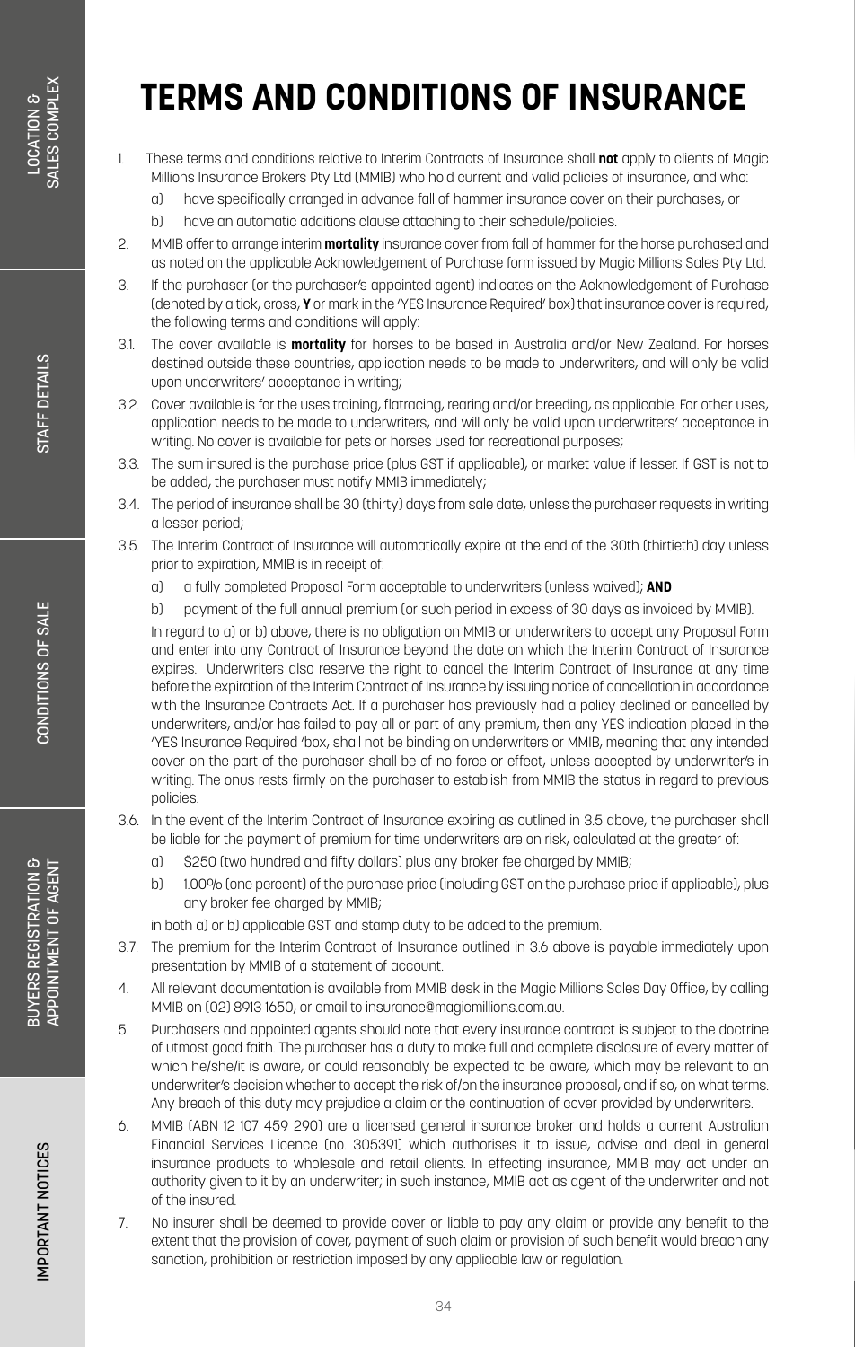# TERMS AND CONDITIONS OF INSURANCE

1. These terms and conditions relative to Interim Contracts of Insurance shall **not** apply to clients of Magic Millions Insurance Brokers Pty Ltd (MMIB) who hold current and valid policies of insurance, and who:
   a) have specifically arranged in advance fall of hammer insurance cover on their purchases, or
   b) have an automatic additions clause attaching to their schedule/policies.
2. MMIB offer to arrange interim **mortality** insurance cover from fall of hammer for the horse purchased and as noted on the applicable Acknowledgement of Purchase form issued by Magic Millions Sales Pty Ltd.
3. If the purchaser (or the purchaser's appointed agent) indicates on the Acknowledgement of Purchase (denoted by a tick, cross, **Y** or mark in the 'YES Insurance Required' box) that insurance cover is required, the following terms and conditions will apply:

3.1. The cover available is **mortality** for horses to be based in Australia and/or New Zealand. For horses destined outside these countries, application needs to be made to underwriters, and will only be valid upon underwriters' acceptance in writing;

3.2. Cover available is for the uses training, flatracing, rearing and/or breeding, as applicable. For other uses, application needs to be made to underwriters, and will only be valid upon underwriters' acceptance in writing. No cover is available for pets or horses used for recreational purposes;

3.3. The sum insured is the purchase price (plus GST if applicable), or market value if lesser. If GST is not to be added, the purchaser must notify MMIB immediately;

3.4. The period of insurance shall be 30 (thirty) days from sale date, unless the purchaser requests in writing a lesser period;

3.5. The Interim Contract of Insurance will automatically expire at the end of the 30th (thirtieth) day unless prior to expiration, MMIB is in receipt of:

   a) a fully completed Proposal Form acceptable to underwriters (unless waived); **AND**
   b) payment of the full annual premium (or such period in excess of 30 days as invoiced by MMIB).

   In regard to a) or b) above, there is no obligation on MMIB or underwriters to accept any Proposal Form and enter into any Contract of Insurance beyond the date on which the Interim Contract of Insurance expires. Underwriters also reserve the right to cancel the Interim Contract of Insurance at any time before the expiration of the Interim Contract of Insurance by issuing notice of cancellation in accordance with the Insurance Contracts Act. If a purchaser has previously had a policy declined or cancelled by underwriters, and/or has failed to pay all or part of any premium, then any YES indication placed in the 'YES Insurance Required 'box, shall not be binding on underwriters or MMIB, meaning that any intended cover on the part of the purchaser shall be of no force or effect, unless accepted by underwriter's in writing. The onus rests firmly on the purchaser to establish from MMIB the status in regard to previous policies.

3.6. In the event of the Interim Contract of Insurance expiring as outlined in 3.5 above, the purchaser shall be liable for the payment of premium for time underwriters are on risk, calculated at the greater of:

   a) $250 (two hundred and fifty dollars) plus any broker fee charged by MMIB;
   b) 1.00% (one percent) of the purchase price (including GST on the purchase price if applicable), plus any broker fee charged by MMIB;

   in both a) or b) applicable GST and stamp duty to be added to the premium.

3.7. The premium for the Interim Contract of Insurance outlined in 3.6 above is payable immediately upon presentation by MMIB of a statement of account.

4. All relevant documentation is available from MMIB desk in the Magic Millions Sales Day Office, by calling MMIB on (02) 8913 1650, or email to insurance@magicmillions.com.au.
5. Purchasers and appointed agents should note that every insurance contract is subject to the doctrine of utmost good faith. The purchaser has a duty to make full and complete disclosure of every matter of which he/she/it is aware, or could reasonably be expected to be aware, which may be relevant to an underwriter's decision whether to accept the risk of/on the insurance proposal, and if so, on what terms. Any breach of this duty may prejudice a claim or the continuation of cover provided by underwriters.
6. MMIB (ABN 12 107 459 290) are a licensed general insurance broker and holds a current Australian Financial Services Licence (no. 305391) which authorises it to issue, advise and deal in general insurance products to wholesale and retail clients. In effecting insurance, MMIB may act under an authority given to it by an underwriter; in such instance, MMIB act as agent of the underwriter and not of the insured.
7. No insurer shall be deemed to provide cover or liable to pay any claim or provide any benefit to the extent that the provision of cover, payment of such claim or provision of such benefit would breach any sanction, prohibition or restriction imposed by any applicable law or regulation.